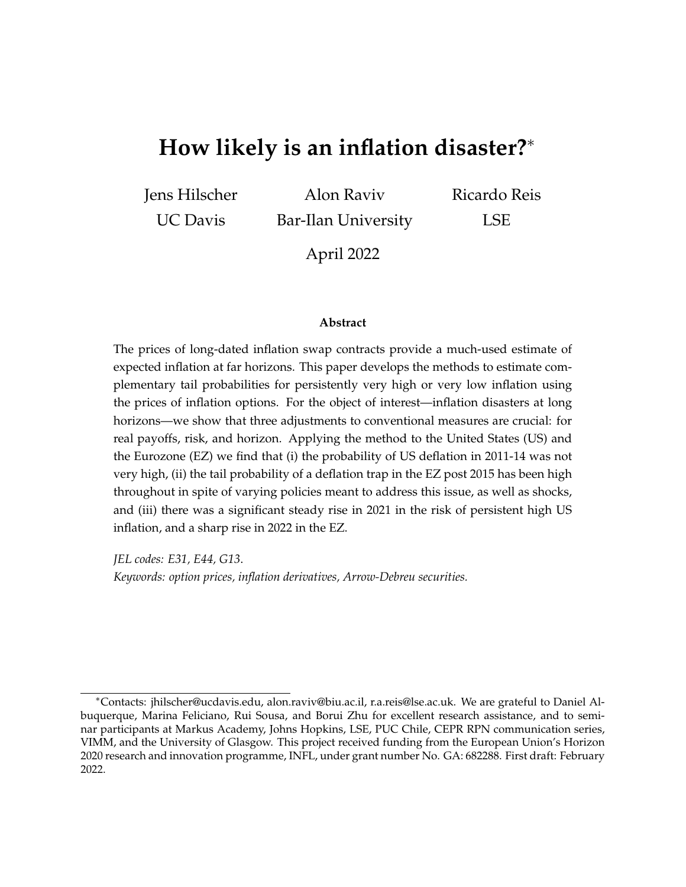# How likely is an inflation disaster?*

Jens Hilscher
UC Davis

Alon Raviv
Bar-Ilan University

Ricardo Reis
LSE

April 2022

**Abstract**

The prices of long-dated inflation swap contracts provide a much-used estimate of expected inflation at far horizons. This paper develops the methods to estimate complementary tail probabilities for persistently very high or very low inflation using the prices of inflation options. For the object of interest—inflation disasters at long horizons—we show that three adjustments to conventional measures are crucial: for real payoffs, risk, and horizon. Applying the method to the United States (US) and the Eurozone (EZ) we find that (i) the probability of US deflation in 2011-14 was not very high, (ii) the tail probability of a deflation trap in the EZ post 2015 has been high throughout in spite of varying policies meant to address this issue, as well as shocks, and (iii) there was a significant steady rise in 2021 in the risk of persistent high US inflation, and a sharp rise in 2022 in the EZ.

*JEL codes: E31, E44, G13.*
*Keywords: option prices, inflation derivatives, Arrow-Debreu securities.*

---

*Contacts: jhilscher@ucdavis.edu, alon.raviv@biu.ac.il, r.a.reis@lse.ac.uk. We are grateful to Daniel Albuquerque, Marina Feliciano, Rui Sousa, and Borui Zhu for excellent research assistance, and to seminar participants at Markus Academy, Johns Hopkins, LSE, PUC Chile, CEPR RPN communication series, VIMM, and the University of Glasgow. This project received funding from the European Union's Horizon 2020 research and innovation programme, INFL, under grant number No. GA: 682288. First draft: February 2022.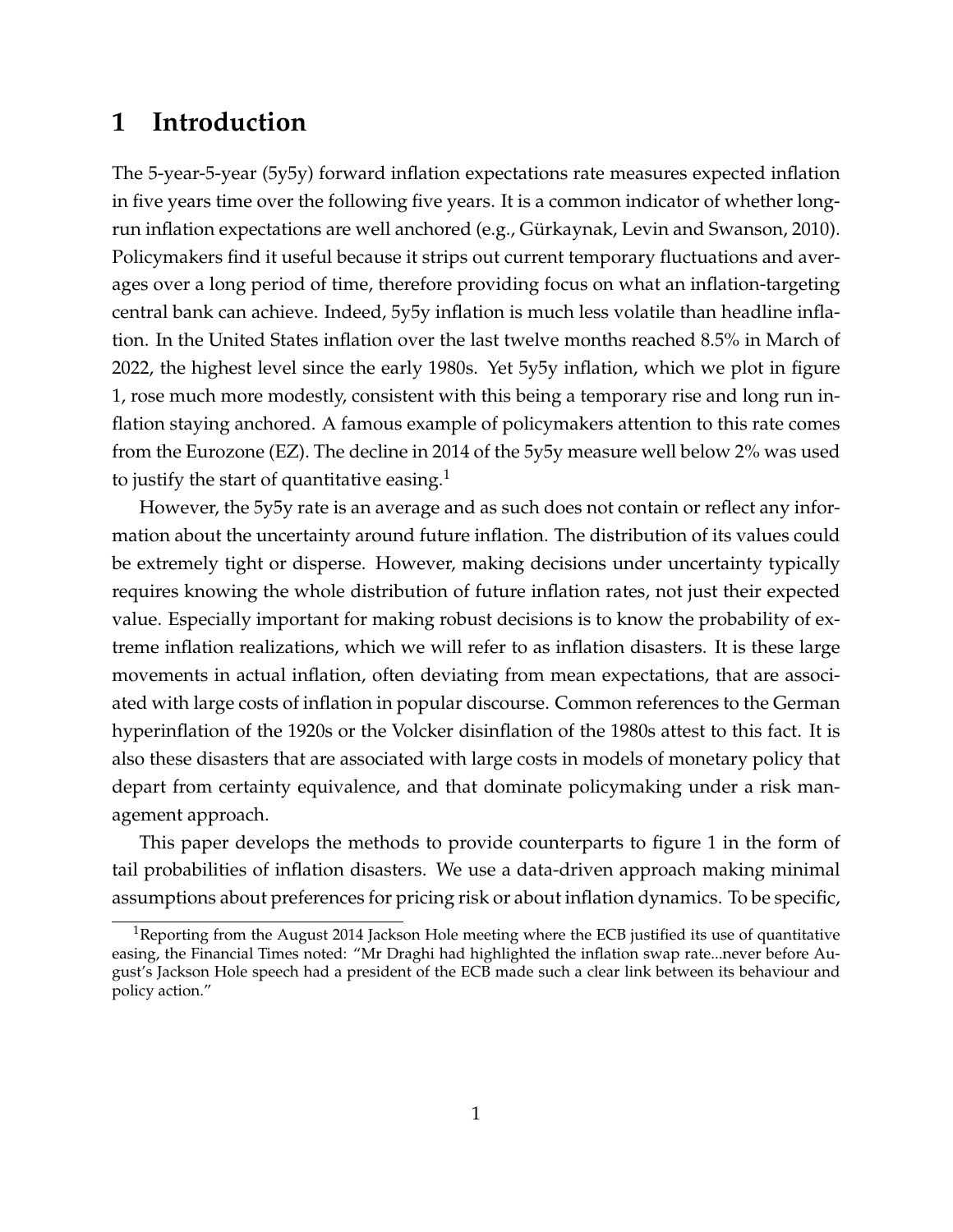# 1 Introduction

The 5-year-5-year (5y5y) forward inflation expectations rate measures expected inflation in five years time over the following five years. It is a common indicator of whether long-run inflation expectations are well anchored (e.g., Gürkaynak, Levin and Swanson, 2010). Policymakers find it useful because it strips out current temporary fluctuations and averages over a long period of time, therefore providing focus on what an inflation-targeting central bank can achieve. Indeed, 5y5y inflation is much less volatile than headline inflation. In the United States inflation over the last twelve months reached 8.5% in March of 2022, the highest level since the early 1980s. Yet 5y5y inflation, which we plot in figure 1, rose much more modestly, consistent with this being a temporary rise and long run inflation staying anchored. A famous example of policymakers attention to this rate comes from the Eurozone (EZ). The decline in 2014 of the 5y5y measure well below 2% was used to justify the start of quantitative easing.[1]

However, the 5y5y rate is an average and as such does not contain or reflect any information about the uncertainty around future inflation. The distribution of its values could be extremely tight or disperse. However, making decisions under uncertainty typically requires knowing the whole distribution of future inflation rates, not just their expected value. Especially important for making robust decisions is to know the probability of extreme inflation realizations, which we will refer to as inflation disasters. It is these large movements in actual inflation, often deviating from mean expectations, that are associated with large costs of inflation in popular discourse. Common references to the German hyperinflation of the 1920s or the Volcker disinflation of the 1980s attest to this fact. It is also these disasters that are associated with large costs in models of monetary policy that depart from certainty equivalence, and that dominate policymaking under a risk management approach.

This paper develops the methods to provide counterparts to figure 1 in the form of tail probabilities of inflation disasters. We use a data-driven approach making minimal assumptions about preferences for pricing risk or about inflation dynamics. To be specific,

[1] Reporting from the August 2014 Jackson Hole meeting where the ECB justified its use of quantitative easing, the Financial Times noted: "Mr Draghi had highlighted the inflation swap rate...never before August's Jackson Hole speech had a president of the ECB made such a clear link between its behaviour and policy action."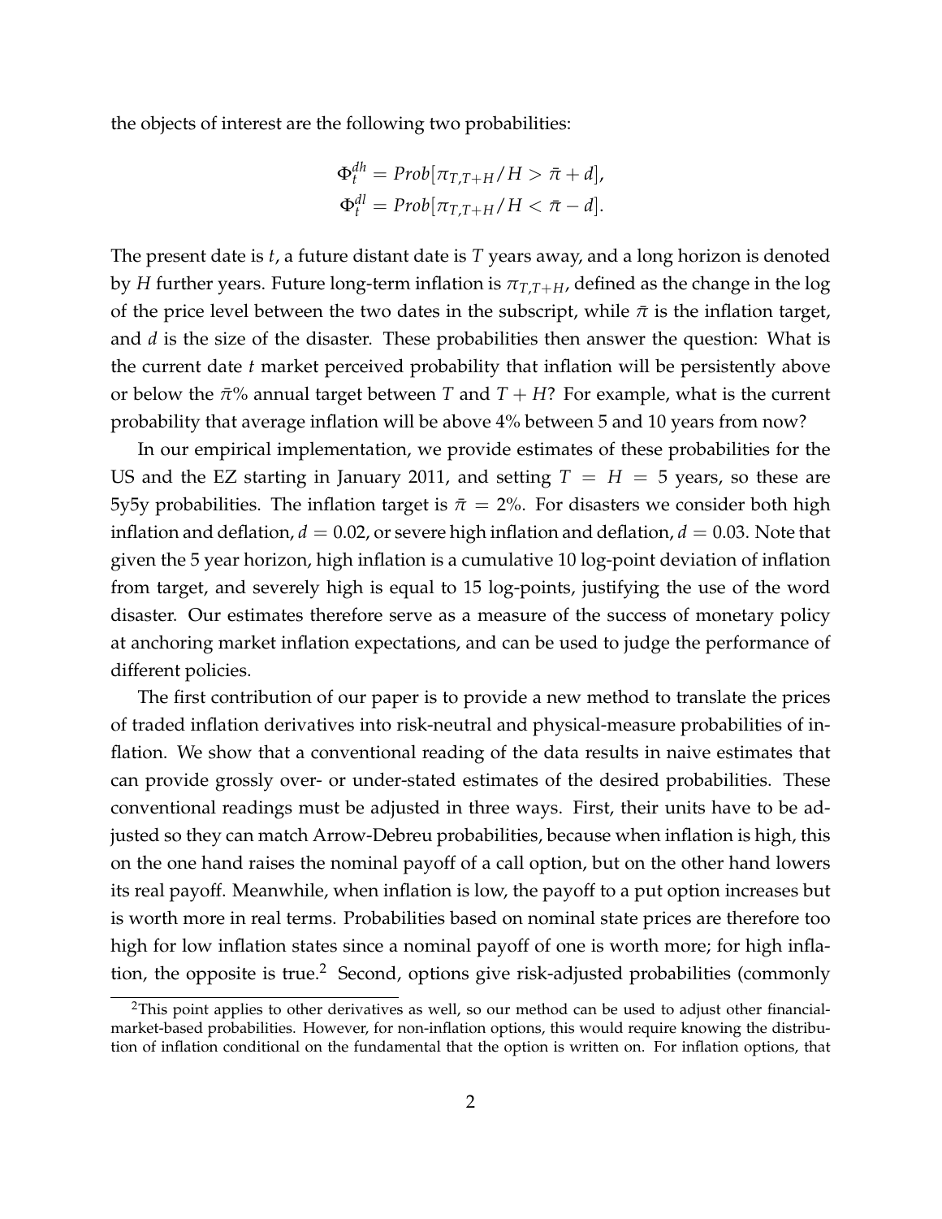the objects of interest are the following two probabilities:

$$\Phi_t^{dh} = Prob[\pi_{T,T+H}/H > \bar{\pi} + d],$$
$$\Phi_t^{dl} = Prob[\pi_{T,T+H}/H < \bar{\pi} - d].$$

The present date is $t$, a future distant date is $T$ years away, and a long horizon is denoted by $H$ further years. Future long-term inflation is $\pi_{T,T+H}$, defined as the change in the log of the price level between the two dates in the subscript, while $\bar{\pi}$ is the inflation target, and $d$ is the size of the disaster. These probabilities then answer the question: What is the current date $t$ market perceived probability that inflation will be persistently above or below the $\bar{\pi}$% annual target between $T$ and $T + H$? For example, what is the current probability that average inflation will be above 4% between 5 and 10 years from now?

In our empirical implementation, we provide estimates of these probabilities for the US and the EZ starting in January 2011, and setting $T = H = 5$ years, so these are 5y5y probabilities. The inflation target is $\bar{\pi} = 2\%$. For disasters we consider both high inflation and deflation, $d = 0.02$, or severe high inflation and deflation, $d = 0.03$. Note that given the 5 year horizon, high inflation is a cumulative 10 log-point deviation of inflation from target, and severely high is equal to 15 log-points, justifying the use of the word disaster. Our estimates therefore serve as a measure of the success of monetary policy at anchoring market inflation expectations, and can be used to judge the performance of different policies.

The first contribution of our paper is to provide a new method to translate the prices of traded inflation derivatives into risk-neutral and physical-measure probabilities of inflation. We show that a conventional reading of the data results in naive estimates that can provide grossly over- or under-stated estimates of the desired probabilities. These conventional readings must be adjusted in three ways. First, their units have to be adjusted so they can match Arrow-Debreu probabilities, because when inflation is high, this on the one hand raises the nominal payoff of a call option, but on the other hand lowers its real payoff. Meanwhile, when inflation is low, the payoff to a put option increases but is worth more in real terms. Probabilities based on nominal state prices are therefore too high for low inflation states since a nominal payoff of one is worth more; for high inflation, the opposite is true.[2] Second, options give risk-adjusted probabilities (commonly

[2]This point applies to other derivatives as well, so our method can be used to adjust other financial-market-based probabilities. However, for non-inflation options, this would require knowing the distribution of inflation conditional on the fundamental that the option is written on. For inflation options, that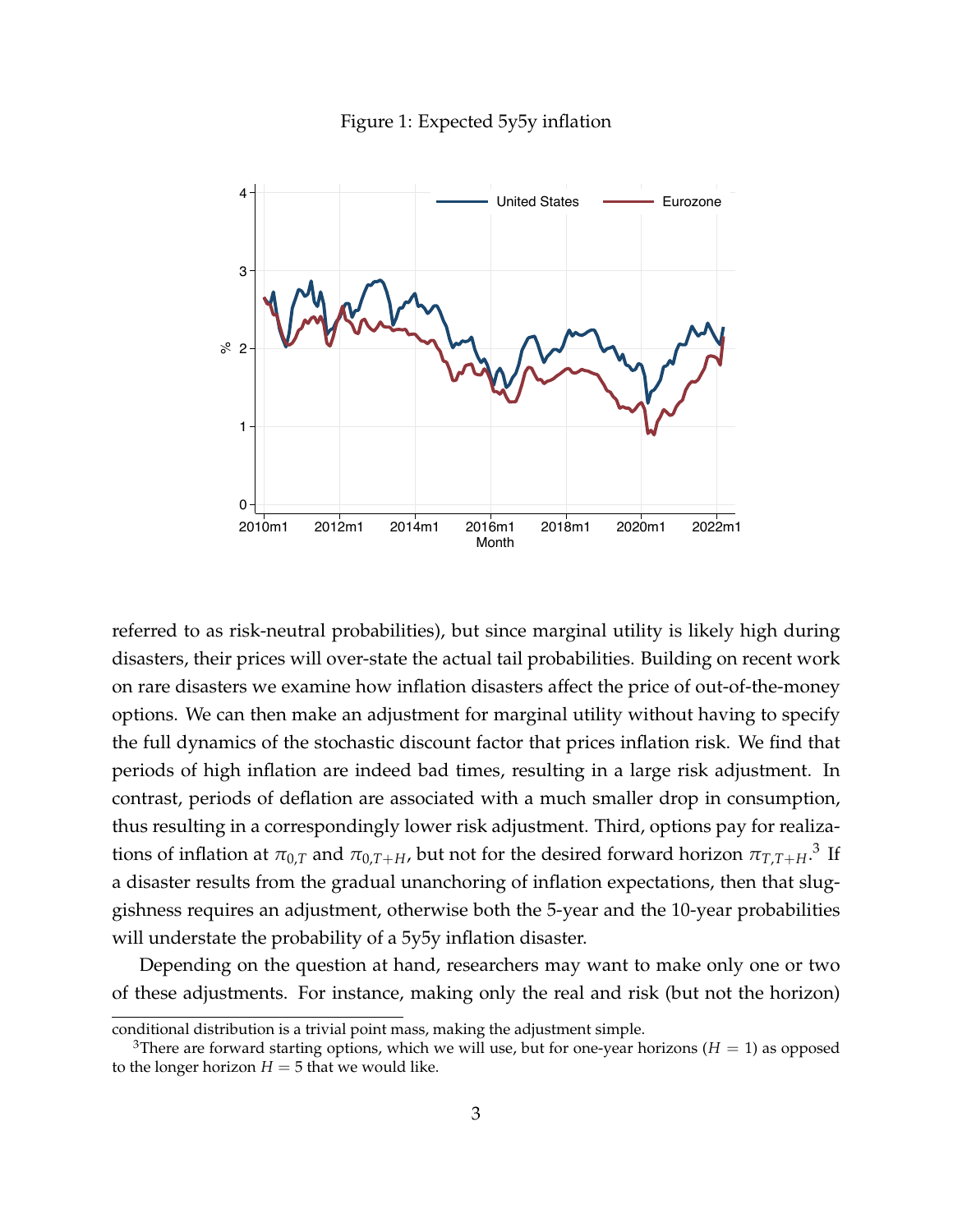Figure 1: Expected 5y5y inflation

referred to as risk-neutral probabilities), but since marginal utility is likely high during disasters, their prices will over-state the actual tail probabilities. Building on recent work on rare disasters we examine how inflation disasters affect the price of out-of-the-money options. We can then make an adjustment for marginal utility without having to specify the full dynamics of the stochastic discount factor that prices inflation risk. We find that periods of high inflation are indeed bad times, resulting in a large risk adjustment. In contrast, periods of deflation are associated with a much smaller drop in consumption, thus resulting in a correspondingly lower risk adjustment. Third, options pay for realizations of inflation at $\pi_{0,T}$ and $\pi_{0,T+H}$, but not for the desired forward horizon $\pi_{T,T+H}$.[3] If a disaster results from the gradual unanchoring of inflation expectations, then that sluggishness requires an adjustment, otherwise both the 5-year and the 10-year probabilities will understate the probability of a 5y5y inflation disaster.

Depending on the question at hand, researchers may want to make only one or two of these adjustments. For instance, making only the real and risk (but not the horizon)

conditional distribution is a trivial point mass, making the adjustment simple.

[3] There are forward starting options, which we will use, but for one-year horizons ($H = 1$) as opposed to the longer horizon $H = 5$ that we would like.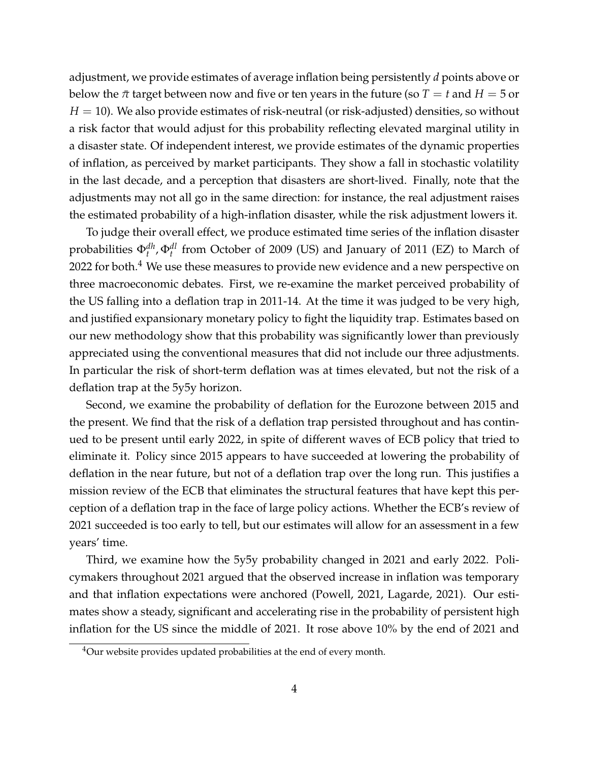adjustment, we provide estimates of average inflation being persistently $d$ points above or below the $\bar{\pi}$ target between now and five or ten years in the future (so $T = t$ and $H = 5$ or $H = 10$). We also provide estimates of risk-neutral (or risk-adjusted) densities, so without a risk factor that would adjust for this probability reflecting elevated marginal utility in a disaster state. Of independent interest, we provide estimates of the dynamic properties of inflation, as perceived by market participants. They show a fall in stochastic volatility in the last decade, and a perception that disasters are short-lived. Finally, note that the adjustments may not all go in the same direction: for instance, the real adjustment raises the estimated probability of a high-inflation disaster, while the risk adjustment lowers it.

To judge their overall effect, we produce estimated time series of the inflation disaster probabilities $\Phi_t^{dh}, \Phi_t^{dl}$ from October of 2009 (US) and January of 2011 (EZ) to March of 2022 for both.[4] We use these measures to provide new evidence and a new perspective on three macroeconomic debates. First, we re-examine the market perceived probability of the US falling into a deflation trap in 2011-14. At the time it was judged to be very high, and justified expansionary monetary policy to fight the liquidity trap. Estimates based on our new methodology show that this probability was significantly lower than previously appreciated using the conventional measures that did not include our three adjustments. In particular the risk of short-term deflation was at times elevated, but not the risk of a deflation trap at the 5y5y horizon.

Second, we examine the probability of deflation for the Eurozone between 2015 and the present. We find that the risk of a deflation trap persisted throughout and has continued to be present until early 2022, in spite of different waves of ECB policy that tried to eliminate it. Policy since 2015 appears to have succeeded at lowering the probability of deflation in the near future, but not of a deflation trap over the long run. This justifies a mission review of the ECB that eliminates the structural features that have kept this perception of a deflation trap in the face of large policy actions. Whether the ECB's review of 2021 succeeded is too early to tell, but our estimates will allow for an assessment in a few years' time.

Third, we examine how the 5y5y probability changed in 2021 and early 2022. Policymakers throughout 2021 argued that the observed increase in inflation was temporary and that inflation expectations were anchored (Powell, 2021, Lagarde, 2021). Our estimates show a steady, significant and accelerating rise in the probability of persistent high inflation for the US since the middle of 2021. It rose above 10% by the end of 2021 and

[4] Our website provides updated probabilities at the end of every month.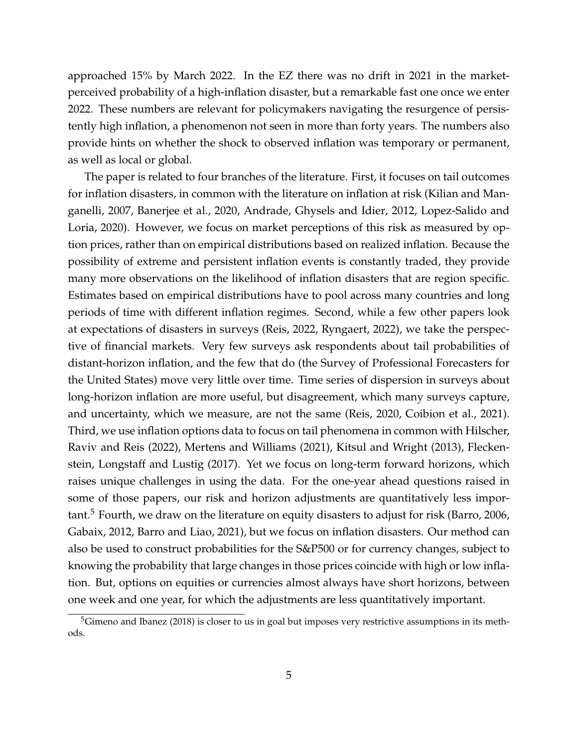approached 15% by March 2022. In the EZ there was no drift in 2021 in the market-perceived probability of a high-inflation disaster, but a remarkable fast one once we enter 2022. These numbers are relevant for policymakers navigating the resurgence of persistently high inflation, a phenomenon not seen in more than forty years. The numbers also provide hints on whether the shock to observed inflation was temporary or permanent, as well as local or global.

The paper is related to four branches of the literature. First, it focuses on tail outcomes for inflation disasters, in common with the literature on inflation at risk (Kilian and Manganelli, 2007, Banerjee et al., 2020, Andrade, Ghysels and Idier, 2012, Lopez-Salido and Loria, 2020). However, we focus on market perceptions of this risk as measured by option prices, rather than on empirical distributions based on realized inflation. Because the possibility of extreme and persistent inflation events is constantly traded, they provide many more observations on the likelihood of inflation disasters that are region specific. Estimates based on empirical distributions have to pool across many countries and long periods of time with different inflation regimes. Second, while a few other papers look at expectations of disasters in surveys (Reis, 2022, Ryngaert, 2022), we take the perspective of financial markets. Very few surveys ask respondents about tail probabilities of distant-horizon inflation, and the few that do (the Survey of Professional Forecasters for the United States) move very little over time. Time series of dispersion in surveys about long-horizon inflation are more useful, but disagreement, which many surveys capture, and uncertainty, which we measure, are not the same (Reis, 2020, Coibion et al., 2021). Third, we use inflation options data to focus on tail phenomena in common with Hilscher, Raviv and Reis (2022), Mertens and Williams (2021), Kitsul and Wright (2013), Fleckenstein, Longstaff and Lustig (2017). Yet we focus on long-term forward horizons, which raises unique challenges in using the data. For the one-year ahead questions raised in some of those papers, our risk and horizon adjustments are quantitatively less important.[5] Fourth, we draw on the literature on equity disasters to adjust for risk (Barro, 2006, Gabaix, 2012, Barro and Liao, 2021), but we focus on inflation disasters. Our method can also be used to construct probabilities for the S&P500 or for currency changes, subject to knowing the probability that large changes in those prices coincide with high or low inflation. But, options on equities or currencies almost always have short horizons, between one week and one year, for which the adjustments are less quantitatively important.

[5] Gimeno and Ibanez (2018) is closer to us in goal but imposes very restrictive assumptions in its methods.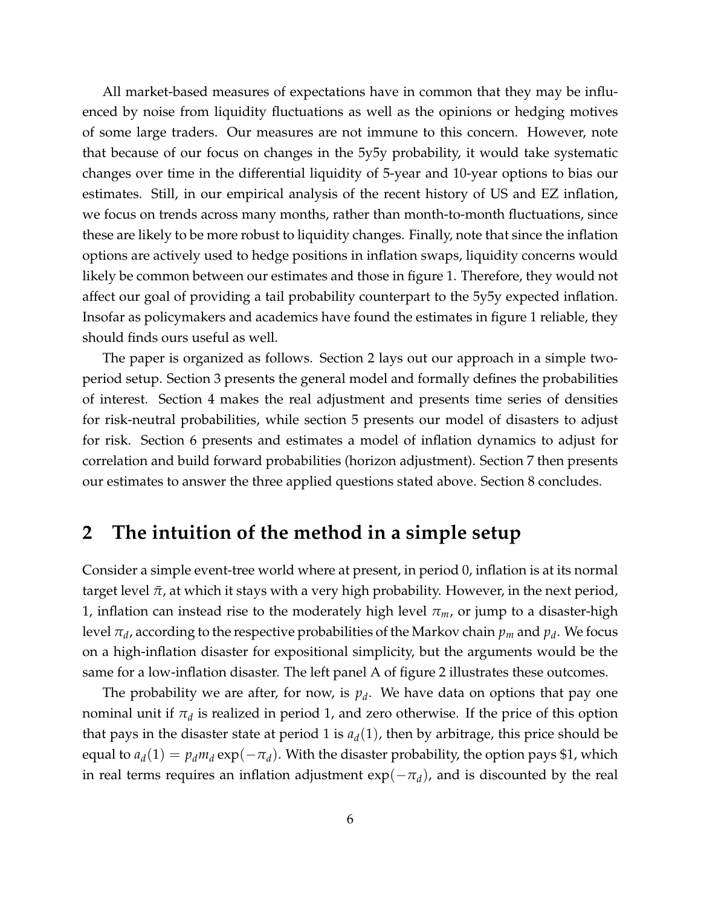All market-based measures of expectations have in common that they may be influenced by noise from liquidity fluctuations as well as the opinions or hedging motives of some large traders. Our measures are not immune to this concern. However, note that because of our focus on changes in the 5y5y probability, it would take systematic changes over time in the differential liquidity of 5-year and 10-year options to bias our estimates. Still, in our empirical analysis of the recent history of US and EZ inflation, we focus on trends across many months, rather than month-to-month fluctuations, since these are likely to be more robust to liquidity changes. Finally, note that since the inflation options are actively used to hedge positions in inflation swaps, liquidity concerns would likely be common between our estimates and those in figure 1. Therefore, they would not affect our goal of providing a tail probability counterpart to the 5y5y expected inflation. Insofar as policymakers and academics have found the estimates in figure 1 reliable, they should finds ours useful as well.

The paper is organized as follows. Section 2 lays out our approach in a simple two-period setup. Section 3 presents the general model and formally defines the probabilities of interest. Section 4 makes the real adjustment and presents time series of densities for risk-neutral probabilities, while section 5 presents our model of disasters to adjust for risk. Section 6 presents and estimates a model of inflation dynamics to adjust for correlation and build forward probabilities (horizon adjustment). Section 7 then presents our estimates to answer the three applied questions stated above. Section 8 concludes.

## 2 The intuition of the method in a simple setup

Consider a simple event-tree world where at present, in period 0, inflation is at its normal target level $\bar{\pi}$, at which it stays with a very high probability. However, in the next period, 1, inflation can instead rise to the moderately high level $\pi_m$, or jump to a disaster-high level $\pi_d$, according to the respective probabilities of the Markov chain $p_m$ and $p_d$. We focus on a high-inflation disaster for expositional simplicity, but the arguments would be the same for a low-inflation disaster. The left panel A of figure 2 illustrates these outcomes.

The probability we are after, for now, is $p_d$. We have data on options that pay one nominal unit if $\pi_d$ is realized in period 1, and zero otherwise. If the price of this option that pays in the disaster state at period 1 is $a_d(1)$, then by arbitrage, this price should be equal to $a_d(1) = p_d m_d \exp(-\pi_d)$. With the disaster probability, the option pays \$1, which in real terms requires an inflation adjustment $\exp(-\pi_d)$, and is discounted by the real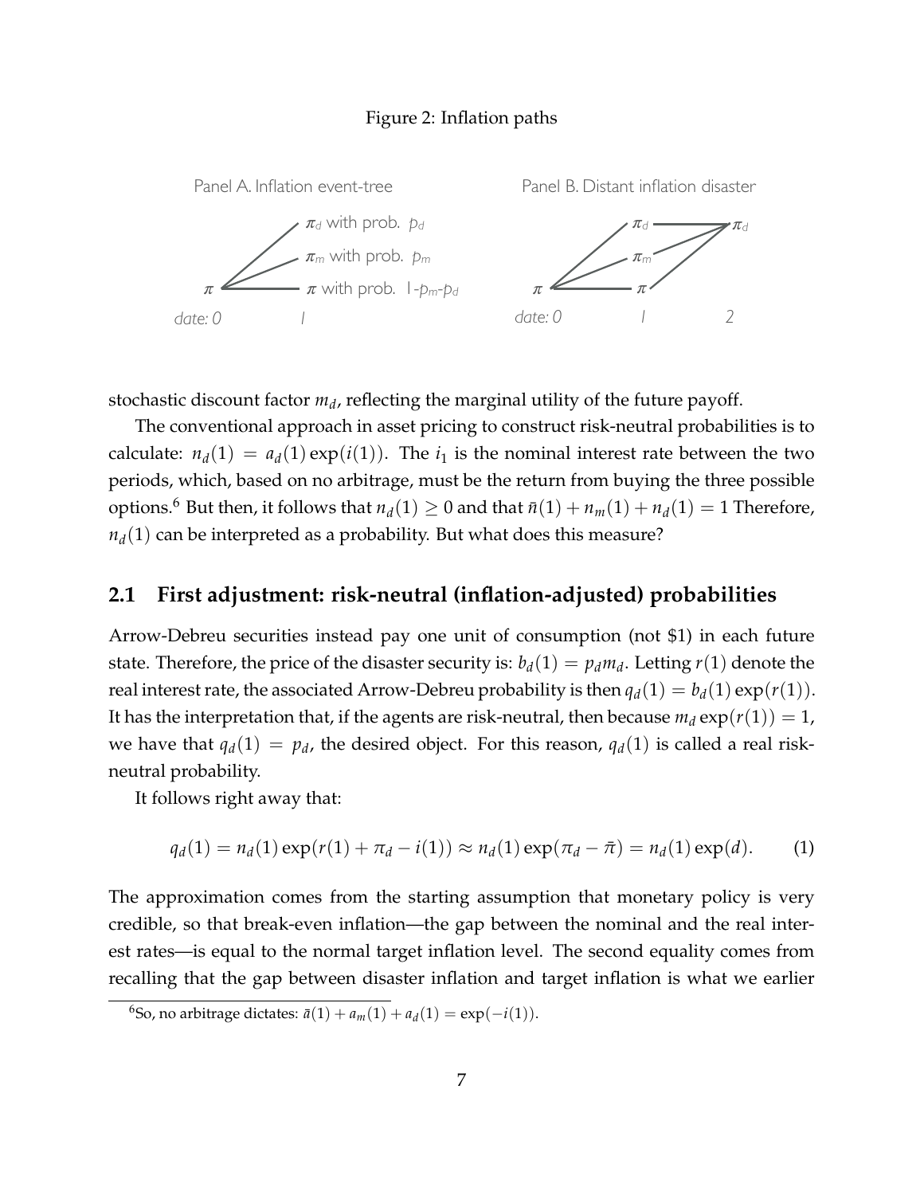Figure 2: Inflation paths

Panel A. Inflation event-tree

Panel B. Distant inflation disaster

stochastic discount factor $m_d$, reflecting the marginal utility of the future payoff.

The conventional approach in asset pricing to construct risk-neutral probabilities is to calculate: $n_d(1) = a_d(1)\exp(i(1))$. The $i_1$ is the nominal interest rate between the two periods, which, based on no arbitrage, must be the return from buying the three possible options.[6] But then, it follows that $n_d(1) \geq 0$ and that $\bar{n}(1) + n_m(1) + n_d(1) = 1$ Therefore, $n_d(1)$ can be interpreted as a probability. But what does this measure?

## 2.1 First adjustment: risk-neutral (inflation-adjusted) probabilities

Arrow-Debreu securities instead pay one unit of consumption (not $1) in each future state. Therefore, the price of the disaster security is: $b_d(1) = p_d m_d$. Letting $r(1)$ denote the real interest rate, the associated Arrow-Debreu probability is then $q_d(1) = b_d(1)\exp(r(1))$. It has the interpretation that, if the agents are risk-neutral, then because $m_d \exp(r(1)) = 1$, we have that $q_d(1) = p_d$, the desired object. For this reason, $q_d(1)$ is called a real risk-neutral probability.

It follows right away that:

$$q_d(1) = n_d(1)\exp(r(1) + \pi_d - i(1)) \approx n_d(1)\exp(\pi_d - \bar{\pi}) = n_d(1)\exp(d). \tag{1}$$

The approximation comes from the starting assumption that monetary policy is very credible, so that break-even inflation—the gap between the nominal and the real interest rates—is equal to the normal target inflation level. The second equality comes from recalling that the gap between disaster inflation and target inflation is what we earlier

[6] So, no arbitrage dictates: $\bar{a}(1) + a_m(1) + a_d(1) = \exp(-i(1))$.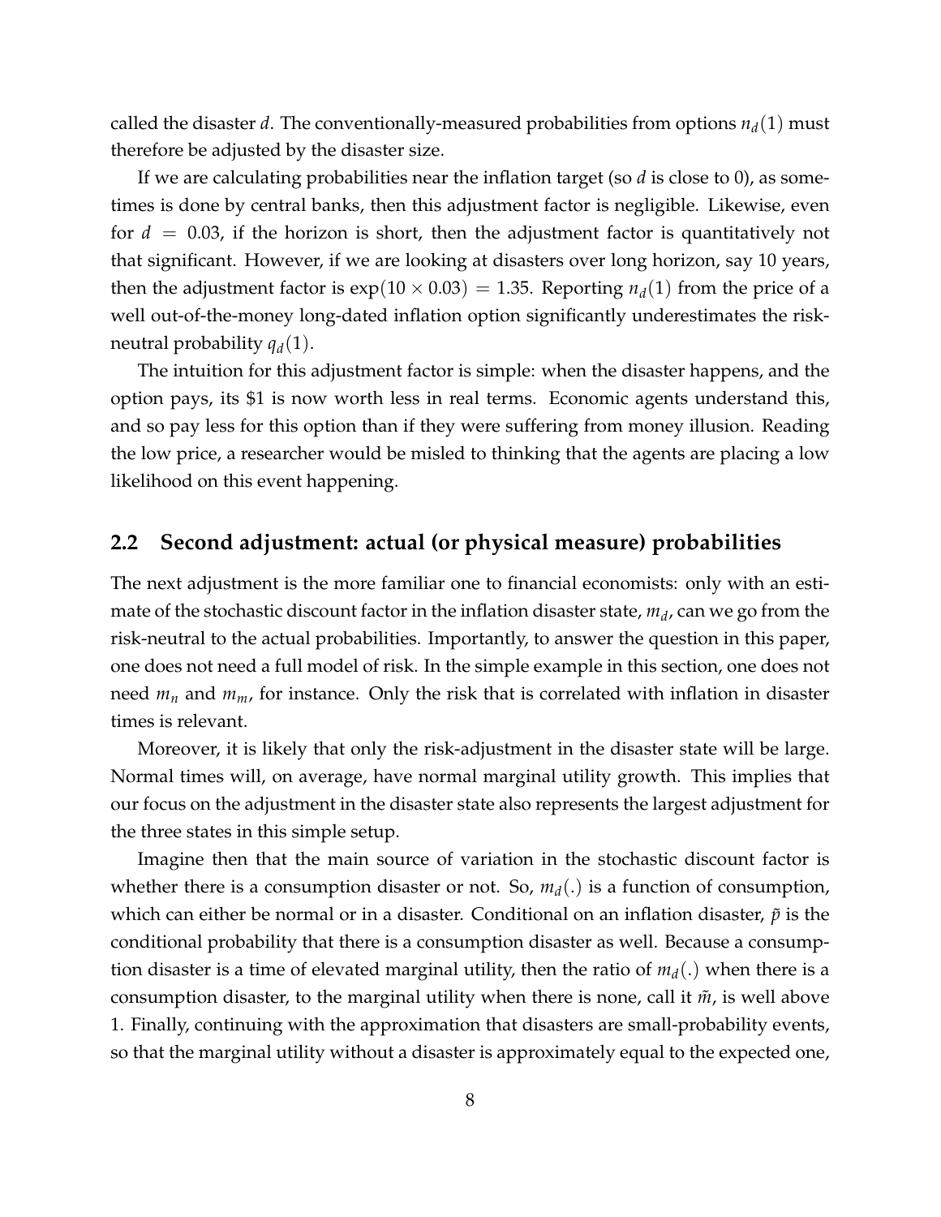called the disaster $d$. The conventionally-measured probabilities from options $n_d(1)$ must therefore be adjusted by the disaster size.

If we are calculating probabilities near the inflation target (so $d$ is close to 0), as sometimes is done by central banks, then this adjustment factor is negligible. Likewise, even for $d = 0.03$, if the horizon is short, then the adjustment factor is quantitatively not that significant. However, if we are looking at disasters over long horizon, say 10 years, then the adjustment factor is $\exp(10 \times 0.03) = 1.35$. Reporting $n_d(1)$ from the price of a well out-of-the-money long-dated inflation option significantly underestimates the risk-neutral probability $q_d(1)$.

The intuition for this adjustment factor is simple: when the disaster happens, and the option pays, its \$1 is now worth less in real terms. Economic agents understand this, and so pay less for this option than if they were suffering from money illusion. Reading the low price, a researcher would be misled to thinking that the agents are placing a low likelihood on this event happening.

## 2.2 Second adjustment: actual (or physical measure) probabilities

The next adjustment is the more familiar one to financial economists: only with an estimate of the stochastic discount factor in the inflation disaster state, $m_d$, can we go from the risk-neutral to the actual probabilities. Importantly, to answer the question in this paper, one does not need a full model of risk. In the simple example in this section, one does not need $m_n$ and $m_m$, for instance. Only the risk that is correlated with inflation in disaster times is relevant.

Moreover, it is likely that only the risk-adjustment in the disaster state will be large. Normal times will, on average, have normal marginal utility growth. This implies that our focus on the adjustment in the disaster state also represents the largest adjustment for the three states in this simple setup.

Imagine then that the main source of variation in the stochastic discount factor is whether there is a consumption disaster or not. So, $m_d(.)$ is a function of consumption, which can either be normal or in a disaster. Conditional on an inflation disaster, $\tilde{p}$ is the conditional probability that there is a consumption disaster as well. Because a consumption disaster is a time of elevated marginal utility, then the ratio of $m_d(.)$ when there is a consumption disaster, to the marginal utility when there is none, call it $\tilde{m}$, is well above 1. Finally, continuing with the approximation that disasters are small-probability events, so that the marginal utility without a disaster is approximately equal to the expected one,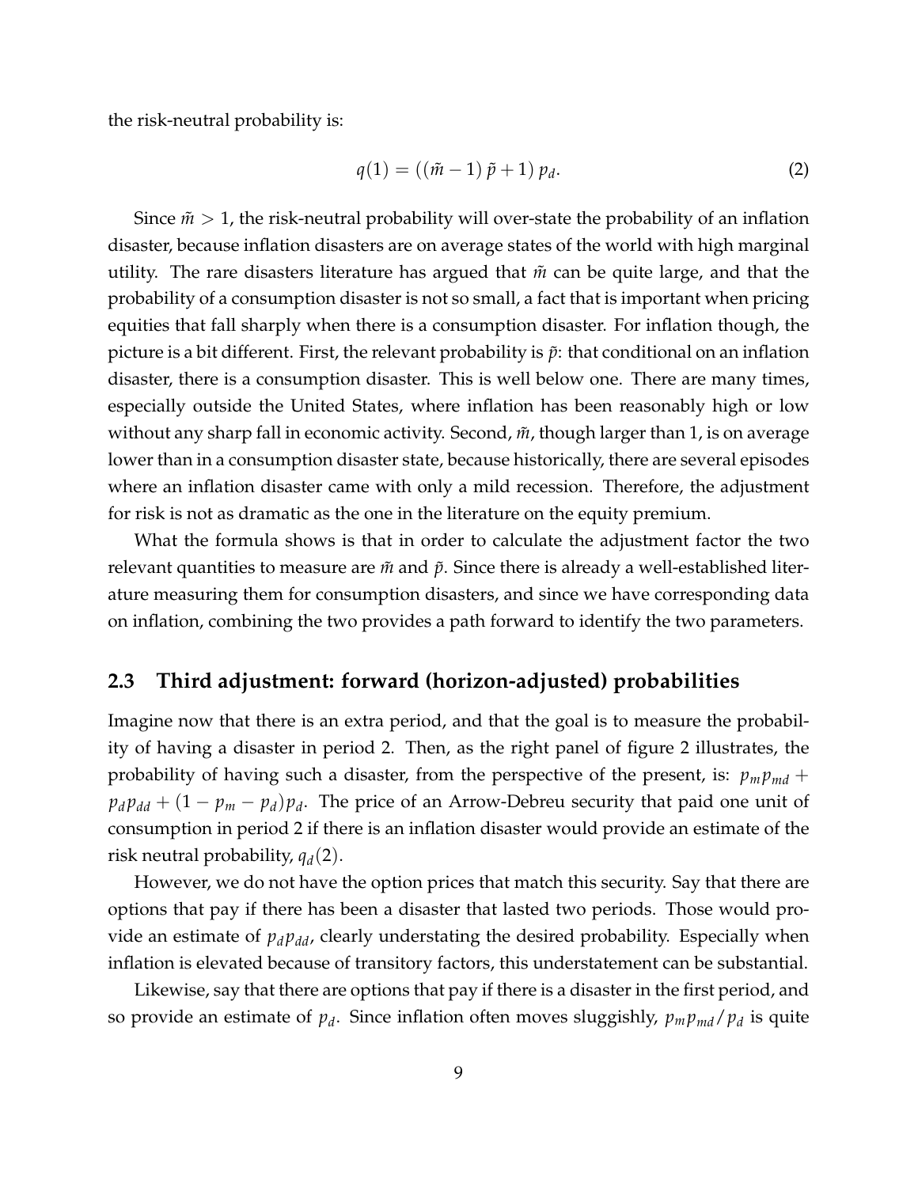the risk-neutral probability is:

$$q(1) = \left( \left( \tilde{m} - 1 \right) \tilde{p} + 1 \right) p_d. \tag{2}$$

Since $\tilde{m} > 1$, the risk-neutral probability will over-state the probability of an inflation disaster, because inflation disasters are on average states of the world with high marginal utility. The rare disasters literature has argued that $\tilde{m}$ can be quite large, and that the probability of a consumption disaster is not so small, a fact that is important when pricing equities that fall sharply when there is a consumption disaster. For inflation though, the picture is a bit different. First, the relevant probability is $\tilde{p}$: that conditional on an inflation disaster, there is a consumption disaster. This is well below one. There are many times, especially outside the United States, where inflation has been reasonably high or low without any sharp fall in economic activity. Second, $\tilde{m}$, though larger than 1, is on average lower than in a consumption disaster state, because historically, there are several episodes where an inflation disaster came with only a mild recession. Therefore, the adjustment for risk is not as dramatic as the one in the literature on the equity premium.

What the formula shows is that in order to calculate the adjustment factor the two relevant quantities to measure are $\tilde{m}$ and $\tilde{p}$. Since there is already a well-established literature measuring them for consumption disasters, and since we have corresponding data on inflation, combining the two provides a path forward to identify the two parameters.

## 2.3 Third adjustment: forward (horizon-adjusted) probabilities

Imagine now that there is an extra period, and that the goal is to measure the probability of having a disaster in period 2. Then, as the right panel of figure 2 illustrates, the probability of having such a disaster, from the perspective of the present, is: $p_m p_{md} + p_d p_{dd} + (1 - p_m - p_d) p_d$. The price of an Arrow-Debreu security that paid one unit of consumption in period 2 if there is an inflation disaster would provide an estimate of the risk neutral probability, $q_d(2)$.

However, we do not have the option prices that match this security. Say that there are options that pay if there has been a disaster that lasted two periods. Those would provide an estimate of $p_d p_{dd}$, clearly understating the desired probability. Especially when inflation is elevated because of transitory factors, this understatement can be substantial.

Likewise, say that there are options that pay if there is a disaster in the first period, and so provide an estimate of $p_d$. Since inflation often moves sluggishly, $p_m p_{md} / p_d$ is quite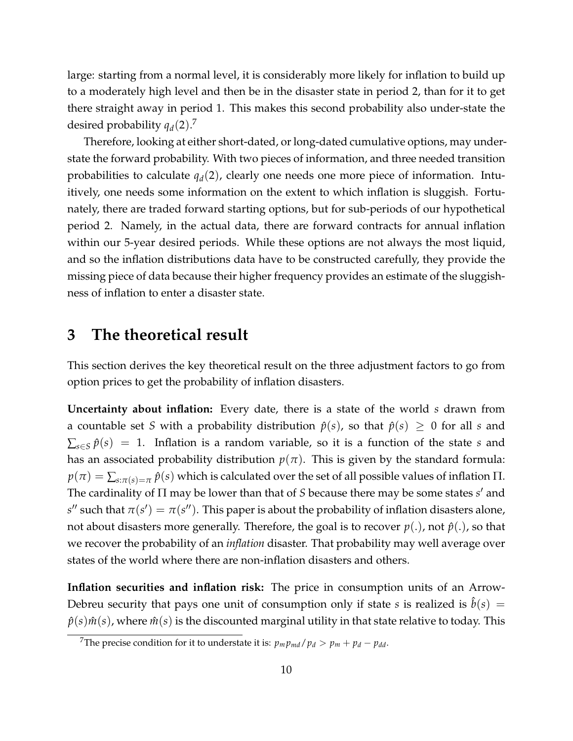large: starting from a normal level, it is considerably more likely for inflation to build up to a moderately high level and then be in the disaster state in period 2, than for it to get there straight away in period 1. This makes this second probability also under-state the desired probability $q_d(2)$.[7]

Therefore, looking at either short-dated, or long-dated cumulative options, may understate the forward probability. With two pieces of information, and three needed transition probabilities to calculate $q_d(2)$, clearly one needs one more piece of information. Intuitively, one needs some information on the extent to which inflation is sluggish. Fortunately, there are traded forward starting options, but for sub-periods of our hypothetical period 2. Namely, in the actual data, there are forward contracts for annual inflation within our 5-year desired periods. While these options are not always the most liquid, and so the inflation distributions data have to be constructed carefully, they provide the missing piece of data because their higher frequency provides an estimate of the sluggishness of inflation to enter a disaster state.

# 3 The theoretical result

This section derives the key theoretical result on the three adjustment factors to go from option prices to get the probability of inflation disasters.

**Uncertainty about inflation:** Every date, there is a state of the world $s$ drawn from a countable set $S$ with a probability distribution $\hat{p}(s)$, so that $\hat{p}(s) \geq 0$ for all $s$ and $\sum_{s \in S} \hat{p}(s) = 1$. Inflation is a random variable, so it is a function of the state $s$ and has an associated probability distribution $p(\pi)$. This is given by the standard formula: $p(\pi) = \sum_{s:\pi(s)=\pi} \hat{p}(s)$ which is calculated over the set of all possible values of inflation $\Pi$. The cardinality of $\Pi$ may be lower than that of $S$ because there may be some states $s'$ and $s''$ such that $\pi(s') = \pi(s'')$. This paper is about the probability of inflation disasters alone, not about disasters more generally. Therefore, the goal is to recover $p(.)$, not $\hat{p}(.)$, so that we recover the probability of an *inflation* disaster. That probability may well average over states of the world where there are non-inflation disasters and others.

**Inflation securities and inflation risk:** The price in consumption units of an Arrow-Debreu security that pays one unit of consumption only if state $s$ is realized is $\hat{b}(s) = \hat{p}(s)\hat{m}(s)$, where $\hat{m}(s)$ is the discounted marginal utility in that state relative to today. This

[7] The precise condition for it to understate it is: $p_m p_{md} / p_d > p_m + p_d - p_{dd}$.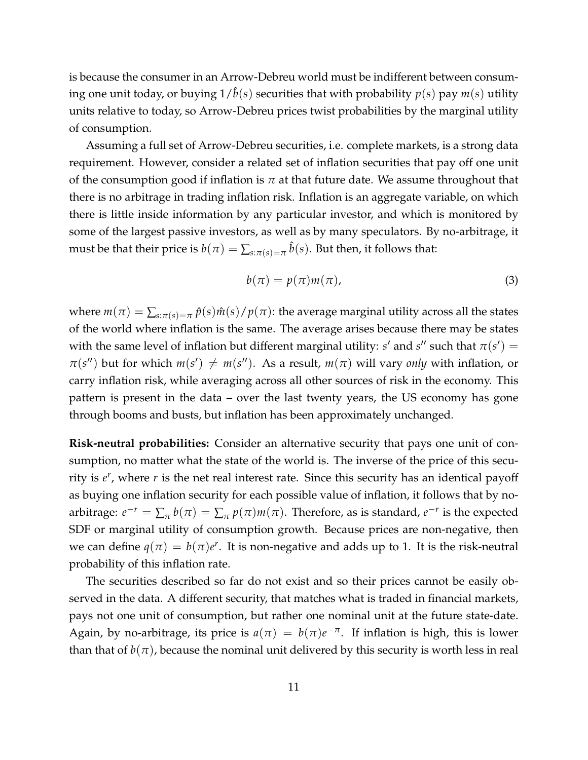is because the consumer in an Arrow-Debreu world must be indifferent between consuming one unit today, or buying $1/\hat{b}(s)$ securities that with probability $p(s)$ pay $m(s)$ utility units relative to today, so Arrow-Debreu prices twist probabilities by the marginal utility of consumption.

Assuming a full set of Arrow-Debreu securities, i.e. complete markets, is a strong data requirement. However, consider a related set of inflation securities that pay off one unit of the consumption good if inflation is $\pi$ at that future date. We assume throughout that there is no arbitrage in trading inflation risk. Inflation is an aggregate variable, on which there is little inside information by any particular investor, and which is monitored by some of the largest passive investors, as well as by many speculators. By no-arbitrage, it must be that their price is $b(\pi) = \sum_{s:\pi(s)=\pi} \hat{b}(s)$. But then, it follows that:

$$b(\pi) = p(\pi)m(\pi), \tag{3}$$

where $m(\pi) = \sum_{s:\pi(s)=\pi} \hat{p}(s)\hat{m}(s)/p(\pi)$: the average marginal utility across all the states of the world where inflation is the same. The average arises because there may be states with the same level of inflation but different marginal utility: $s'$ and $s''$ such that $\pi(s') = \pi(s'')$ but for which $m(s') \neq m(s'')$. As a result, $m(\pi)$ will vary *only* with inflation, or carry inflation risk, while averaging across all other sources of risk in the economy. This pattern is present in the data – over the last twenty years, the US economy has gone through booms and busts, but inflation has been approximately unchanged.

**Risk-neutral probabilities:** Consider an alternative security that pays one unit of consumption, no matter what the state of the world is. The inverse of the price of this security is $e^r$, where $r$ is the net real interest rate. Since this security has an identical payoff as buying one inflation security for each possible value of inflation, it follows that by no-arbitrage: $e^{-r} = \sum_\pi b(\pi) = \sum_\pi p(\pi)m(\pi)$. Therefore, as is standard, $e^{-r}$ is the expected SDF or marginal utility of consumption growth. Because prices are non-negative, then we can define $q(\pi) = b(\pi)e^r$. It is non-negative and adds up to 1. It is the risk-neutral probability of this inflation rate.

The securities described so far do not exist and so their prices cannot be easily observed in the data. A different security, that matches what is traded in financial markets, pays not one unit of consumption, but rather one nominal unit at the future state-date. Again, by no-arbitrage, its price is $a(\pi) = b(\pi)e^{-\pi}$. If inflation is high, this is lower than that of $b(\pi)$, because the nominal unit delivered by this security is worth less in real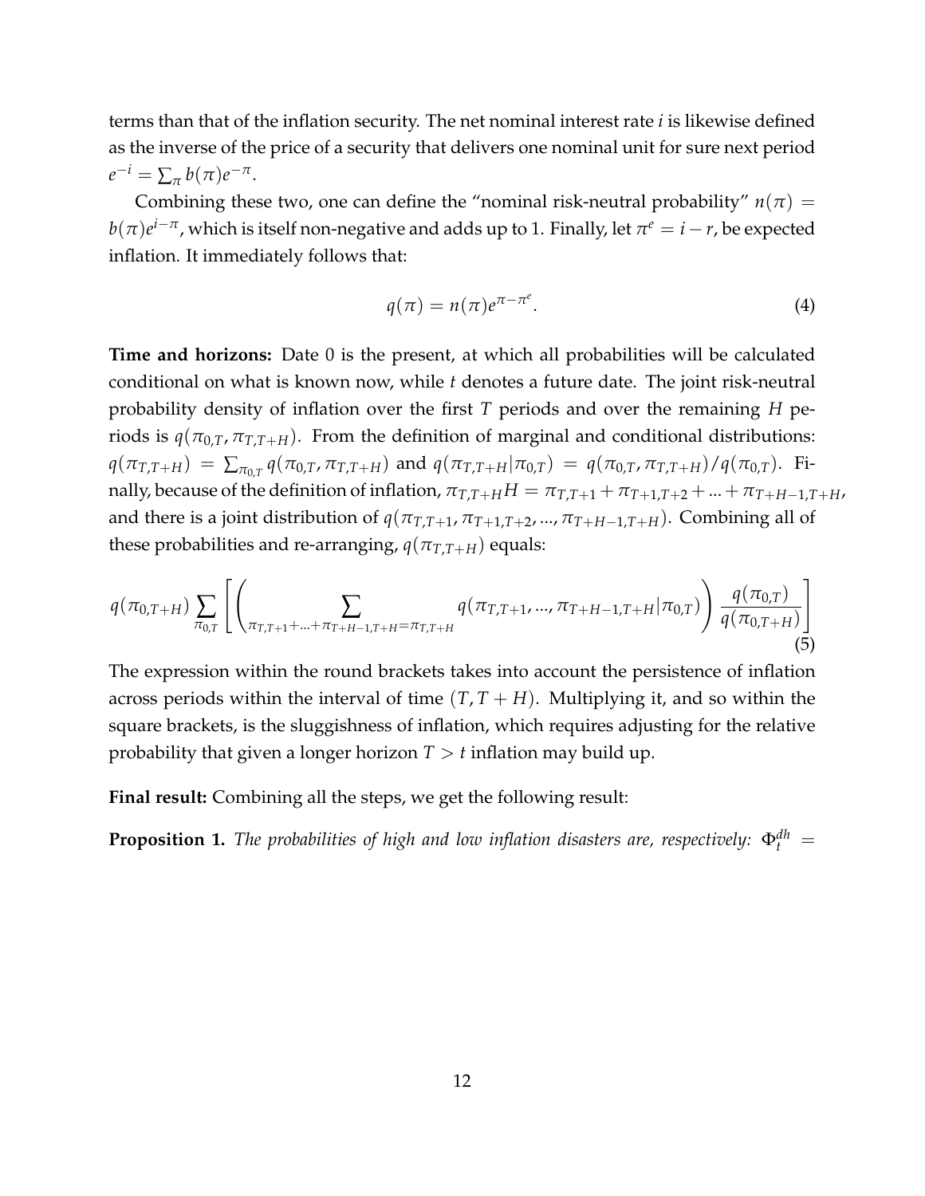terms than that of the inflation security. The net nominal interest rate $i$ is likewise defined as the inverse of the price of a security that delivers one nominal unit for sure next period $e^{-i} = \sum_{\pi} b(\pi)e^{-\pi}$.

Combining these two, one can define the "nominal risk-neutral probability" $n(\pi) = b(\pi)e^{i-\pi}$, which is itself non-negative and adds up to 1. Finally, let $\pi^e = i - r$, be expected inflation. It immediately follows that:

$$q(\pi) = n(\pi)e^{\pi - \pi^e}. \tag{4}$$

**Time and horizons:** Date 0 is the present, at which all probabilities will be calculated conditional on what is known now, while $t$ denotes a future date. The joint risk-neutral probability density of inflation over the first $T$ periods and over the remaining $H$ periods is $q(\pi_{0,T}, \pi_{T,T+H})$. From the definition of marginal and conditional distributions: $q(\pi_{T,T+H}) = \sum_{\pi_{0,T}} q(\pi_{0,T}, \pi_{T,T+H})$ and $q(\pi_{T,T+H}|\pi_{0,T}) = q(\pi_{0,T}, \pi_{T,T+H})/q(\pi_{0,T})$. Finally, because of the definition of inflation, $\pi_{T,T+H}H = \pi_{T,T+1} + \pi_{T+1,T+2} + ... + \pi_{T+H-1,T+H}$, and there is a joint distribution of $q(\pi_{T,T+1}, \pi_{T+1,T+2}, ..., \pi_{T+H-1,T+H})$. Combining all of these probabilities and re-arranging, $q(\pi_{T,T+H})$ equals:

$$q(\pi_{0,T+H}) \sum_{\pi_{0,T}} \left[ \left( \sum_{\pi_{T,T+1}+...+\pi_{T+H-1,T+H}=\pi_{T,T+H}} q(\pi_{T,T+1}, ..., \pi_{T+H-1,T+H}|\pi_{0,T}) \right) \frac{q(\pi_{0,T})}{q(\pi_{0,T+H})} \right] \tag{5}$$

The expression within the round brackets takes into account the persistence of inflation across periods within the interval of time $(T, T+H)$. Multiplying it, and so within the square brackets, is the sluggishness of inflation, which requires adjusting for the relative probability that given a longer horizon $T > t$ inflation may build up.

**Final result:** Combining all the steps, we get the following result:

**Proposition 1.** *The probabilities of high and low inflation disasters are, respectively:* $\Phi_t^{dh} =$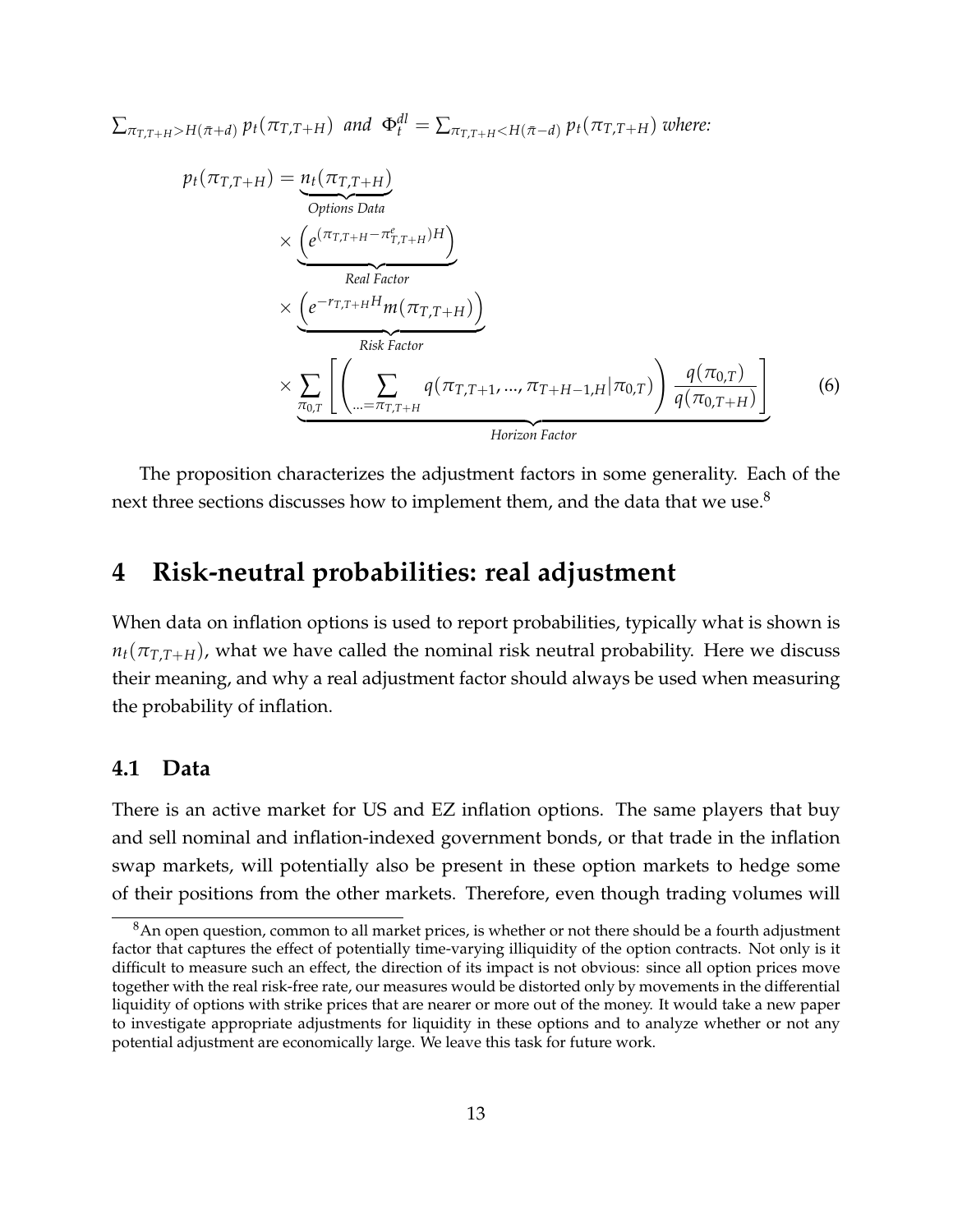$\sum_{\pi_{T,T+H} > H(\bar{\pi}+d)} p_t(\pi_{T,T+H})$ *and* $\Phi_t^{dl} = \sum_{\pi_{T,T+H} < H(\bar{\pi}-d)} p_t(\pi_{T,T+H})$ *where:*

$$
\begin{aligned}
p_t(\pi_{T,T+H}) = & \underbrace{n_t(\pi_{T,T+H})}_{\text{Options Data}} \\
& \times \underbrace{\left(e^{(\pi_{T,T+H} - \pi^e_{T,T+H})H}\right)}_{\text{Real Factor}} \\
& \times \underbrace{\left(e^{-r_{T,T+H}H} m(\pi_{T,T+H})\right)}_{\text{Risk Factor}} \\
& \times \underbrace{\sum_{\pi_{0,T}} \left[ \left( \sum_{...=\pi_{T,T+H}} q(\pi_{T,T+1}, ..., \pi_{T+H-1,H} | \pi_{0,T}) \right) \frac{q(\pi_{0,T})}{q(\pi_{0,T+H})} \right]}_{\text{Horizon Factor}}
\end{aligned}
\tag{6}
$$

The proposition characterizes the adjustment factors in some generality. Each of the next three sections discusses how to implement them, and the data that we use.[8]

# 4 Risk-neutral probabilities: real adjustment

When data on inflation options is used to report probabilities, typically what is shown is $n_t(\pi_{T,T+H})$, what we have called the nominal risk neutral probability. Here we discuss their meaning, and why a real adjustment factor should always be used when measuring the probability of inflation.

## 4.1 Data

There is an active market for US and EZ inflation options. The same players that buy and sell nominal and inflation-indexed government bonds, or that trade in the inflation swap markets, will potentially also be present in these option markets to hedge some of their positions from the other markets. Therefore, even though trading volumes will

[8] An open question, common to all market prices, is whether or not there should be a fourth adjustment factor that captures the effect of potentially time-varying illiquidity of the option contracts. Not only is it difficult to measure such an effect, the direction of its impact is not obvious: since all option prices move together with the real risk-free rate, our measures would be distorted only by movements in the differential liquidity of options with strike prices that are nearer or more out of the money. It would take a new paper to investigate appropriate adjustments for liquidity in these options and to analyze whether or not any potential adjustment are economically large. We leave this task for future work.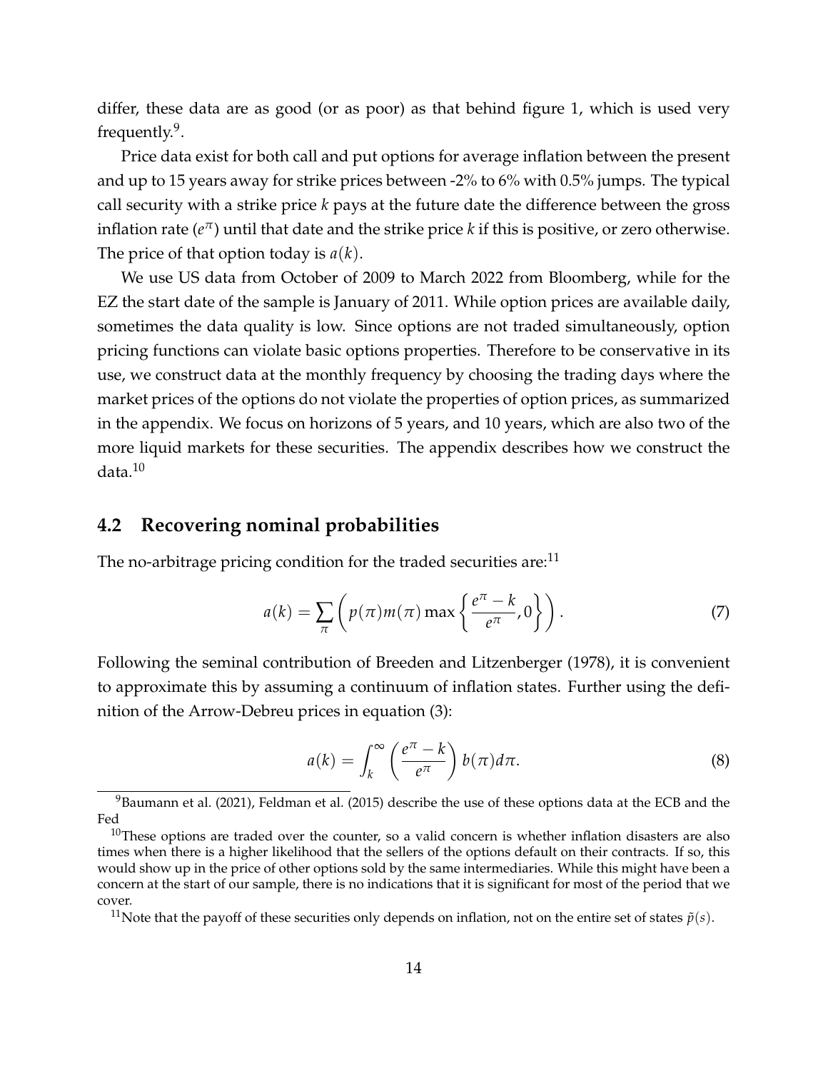differ, these data are as good (or as poor) as that behind figure 1, which is used very frequently.[9].

Price data exist for both call and put options for average inflation between the present and up to 15 years away for strike prices between -2% to 6% with 0.5% jumps. The typical call security with a strike price $k$ pays at the future date the difference between the gross inflation rate ($e^{\pi}$) until that date and the strike price $k$ if this is positive, or zero otherwise. The price of that option today is $a(k)$.

We use US data from October of 2009 to March 2022 from Bloomberg, while for the EZ the start date of the sample is January of 2011. While option prices are available daily, sometimes the data quality is low. Since options are not traded simultaneously, option pricing functions can violate basic options properties. Therefore to be conservative in its use, we construct data at the monthly frequency by choosing the trading days where the market prices of the options do not violate the properties of option prices, as summarized in the appendix. We focus on horizons of 5 years, and 10 years, which are also two of the more liquid markets for these securities. The appendix describes how we construct the data.[10]

## 4.2 Recovering nominal probabilities

The no-arbitrage pricing condition for the traded securities are:[11]

$$a(k) = \sum_{\pi} \left( p(\pi) m(\pi) \max \left\{ \frac{e^{\pi} - k}{e^{\pi}}, 0 \right\} \right). \tag{7}$$

Following the seminal contribution of Breeden and Litzenberger (1978), it is convenient to approximate this by assuming a continuum of inflation states. Further using the definition of the Arrow-Debreu prices in equation (3):

$$a(k) = \int_{k}^{\infty} \left( \frac{e^{\pi} - k}{e^{\pi}} \right) b(\pi) d\pi. \tag{8}$$

[9] Baumann et al. (2021), Feldman et al. (2015) describe the use of these options data at the ECB and the Fed

[10] These options are traded over the counter, so a valid concern is whether inflation disasters are also times when there is a higher likelihood that the sellers of the options default on their contracts. If so, this would show up in the price of other options sold by the same intermediaries. While this might have been a concern at the start of our sample, there is no indications that it is significant for most of the period that we cover.

[11] Note that the payoff of these securities only depends on inflation, not on the entire set of states $\tilde{p}(s)$.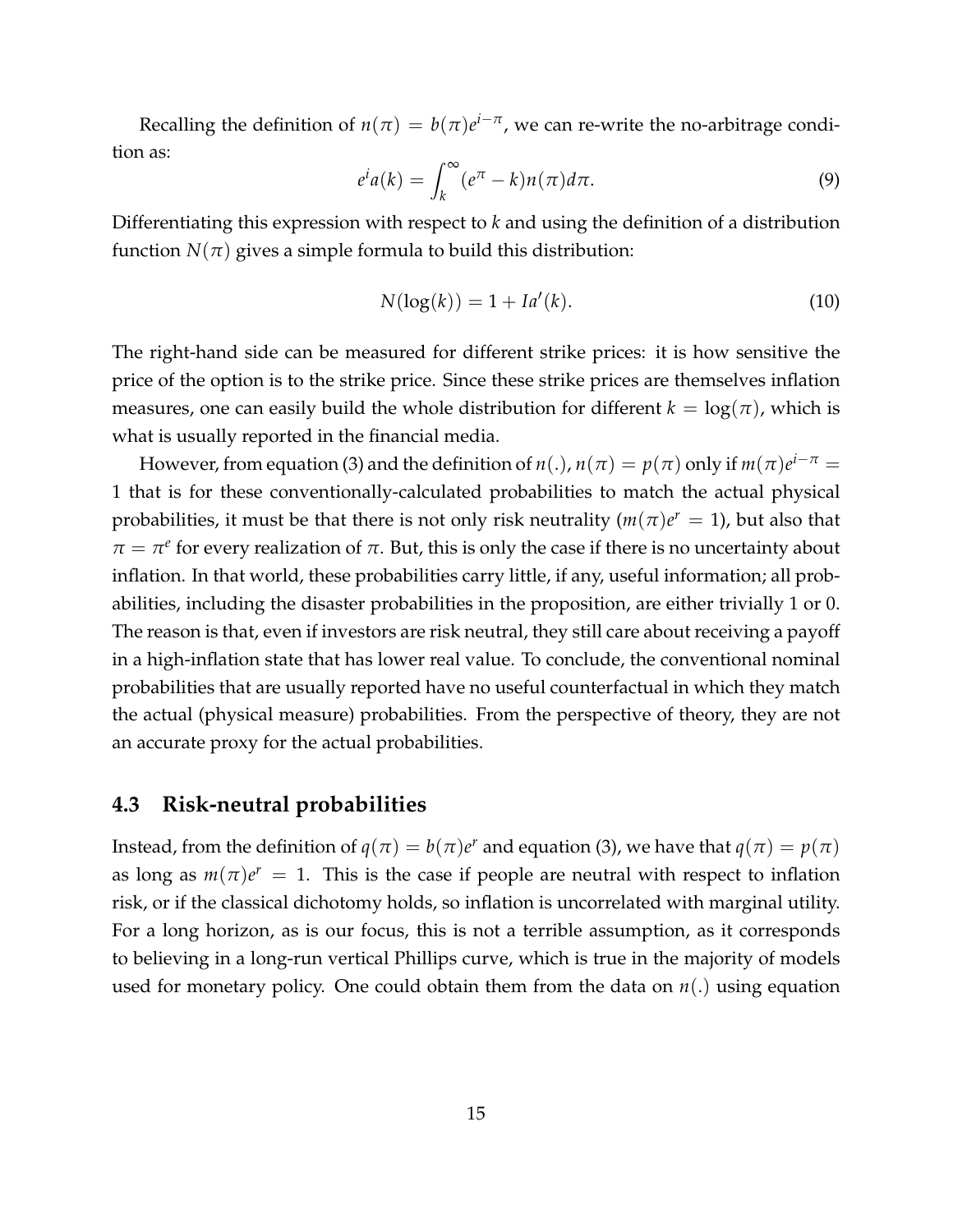Recalling the definition of $n(\pi) = b(\pi)e^{i-\pi}$, we can re-write the no-arbitrage condition as:

$$e^i a(k) = \int_k^\infty (e^\pi - k) n(\pi) d\pi. \tag{9}$$

Differentiating this expression with respect to $k$ and using the definition of a distribution function $N(\pi)$ gives a simple formula to build this distribution:

$$N(\log(k)) = 1 + Ia'(k). \tag{10}$$

The right-hand side can be measured for different strike prices: it is how sensitive the price of the option is to the strike price. Since these strike prices are themselves inflation measures, one can easily build the whole distribution for different $k = \log(\pi)$, which is what is usually reported in the financial media.

However, from equation (3) and the definition of $n(.)$, $n(\pi) = p(\pi)$ only if $m(\pi)e^{i-\pi} = 1$ that is for these conventionally-calculated probabilities to match the actual physical probabilities, it must be that there is not only risk neutrality ($m(\pi)e^r = 1$), but also that $\pi = \pi^e$ for every realization of $\pi$. But, this is only the case if there is no uncertainty about inflation. In that world, these probabilities carry little, if any, useful information; all probabilities, including the disaster probabilities in the proposition, are either trivially 1 or 0. The reason is that, even if investors are risk neutral, they still care about receiving a payoff in a high-inflation state that has lower real value. To conclude, the conventional nominal probabilities that are usually reported have no useful counterfactual in which they match the actual (physical measure) probabilities. From the perspective of theory, they are not an accurate proxy for the actual probabilities.

### 4.3 Risk-neutral probabilities

Instead, from the definition of $q(\pi) = b(\pi)e^r$ and equation (3), we have that $q(\pi) = p(\pi)$ as long as $m(\pi)e^r = 1$. This is the case if people are neutral with respect to inflation risk, or if the classical dichotomy holds, so inflation is uncorrelated with marginal utility. For a long horizon, as is our focus, this is not a terrible assumption, as it corresponds to believing in a long-run vertical Phillips curve, which is true in the majority of models used for monetary policy. One could obtain them from the data on $n(.)$ using equation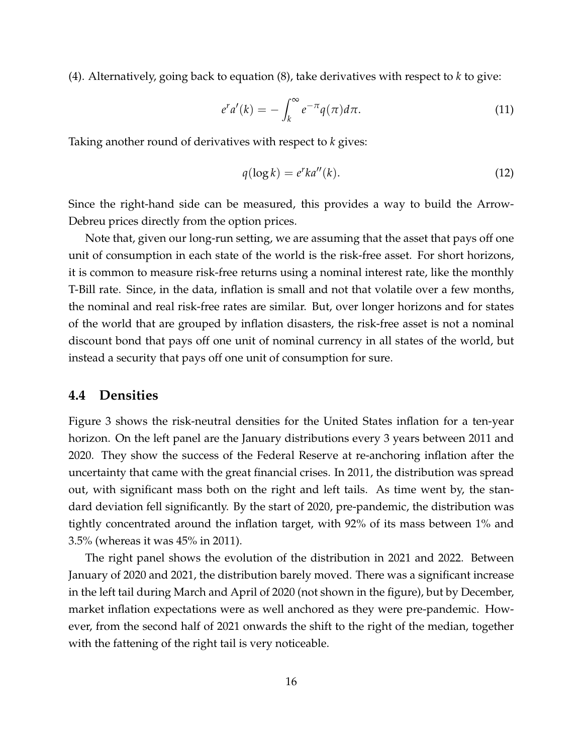(4). Alternatively, going back to equation (8), take derivatives with respect to $k$ to give:

$$e^r a'(k) = -\int_k^\infty e^{-\pi} q(\pi) d\pi. \tag{11}$$

Taking another round of derivatives with respect to $k$ gives:

$$q(\log k) = e^r k a''(k). \tag{12}$$

Since the right-hand side can be measured, this provides a way to build the Arrow-Debreu prices directly from the option prices.

Note that, given our long-run setting, we are assuming that the asset that pays off one unit of consumption in each state of the world is the risk-free asset. For short horizons, it is common to measure risk-free returns using a nominal interest rate, like the monthly T-Bill rate. Since, in the data, inflation is small and not that volatile over a few months, the nominal and real risk-free rates are similar. But, over longer horizons and for states of the world that are grouped by inflation disasters, the risk-free asset is not a nominal discount bond that pays off one unit of nominal currency in all states of the world, but instead a security that pays off one unit of consumption for sure.

## 4.4 Densities

Figure 3 shows the risk-neutral densities for the United States inflation for a ten-year horizon. On the left panel are the January distributions every 3 years between 2011 and 2020. They show the success of the Federal Reserve at re-anchoring inflation after the uncertainty that came with the great financial crises. In 2011, the distribution was spread out, with significant mass both on the right and left tails. As time went by, the standard deviation fell significantly. By the start of 2020, pre-pandemic, the distribution was tightly concentrated around the inflation target, with 92% of its mass between 1% and 3.5% (whereas it was 45% in 2011).

The right panel shows the evolution of the distribution in 2021 and 2022. Between January of 2020 and 2021, the distribution barely moved. There was a significant increase in the left tail during March and April of 2020 (not shown in the figure), but by December, market inflation expectations were as well anchored as they were pre-pandemic. However, from the second half of 2021 onwards the shift to the right of the median, together with the fattening of the right tail is very noticeable.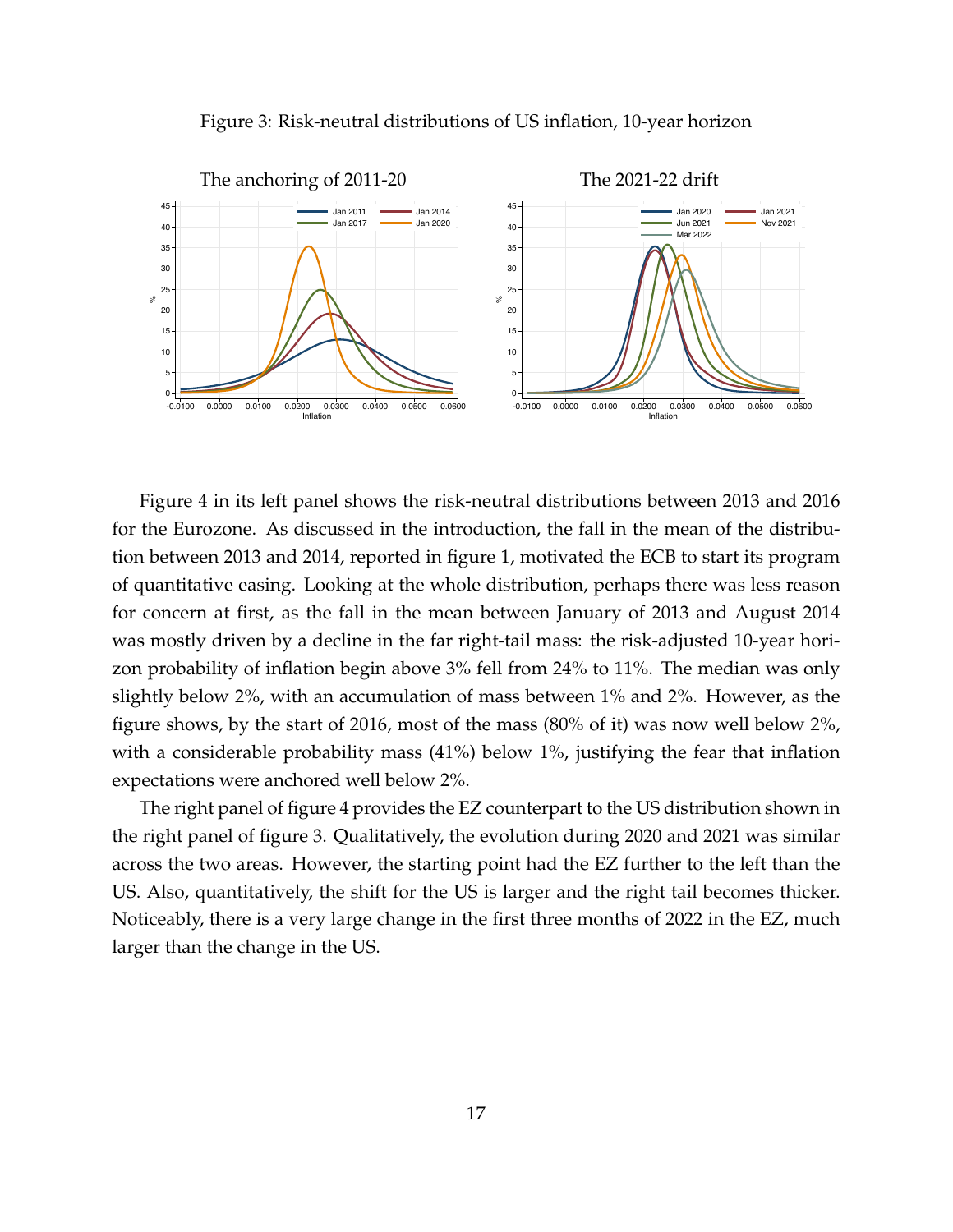Figure 3: Risk-neutral distributions of US inflation, 10-year horizon

Figure 4 in its left panel shows the risk-neutral distributions between 2013 and 2016 for the Eurozone. As discussed in the introduction, the fall in the mean of the distribution between 2013 and 2014, reported in figure 1, motivated the ECB to start its program of quantitative easing. Looking at the whole distribution, perhaps there was less reason for concern at first, as the fall in the mean between January of 2013 and August 2014 was mostly driven by a decline in the far right-tail mass: the risk-adjusted 10-year horizon probability of inflation begin above 3% fell from 24% to 11%. The median was only slightly below 2%, with an accumulation of mass between 1% and 2%. However, as the figure shows, by the start of 2016, most of the mass (80% of it) was now well below 2%, with a considerable probability mass (41%) below 1%, justifying the fear that inflation expectations were anchored well below 2%.

The right panel of figure 4 provides the EZ counterpart to the US distribution shown in the right panel of figure 3. Qualitatively, the evolution during 2020 and 2021 was similar across the two areas. However, the starting point had the EZ further to the left than the US. Also, quantitatively, the shift for the US is larger and the right tail becomes thicker. Noticeably, there is a very large change in the first three months of 2022 in the EZ, much larger than the change in the US.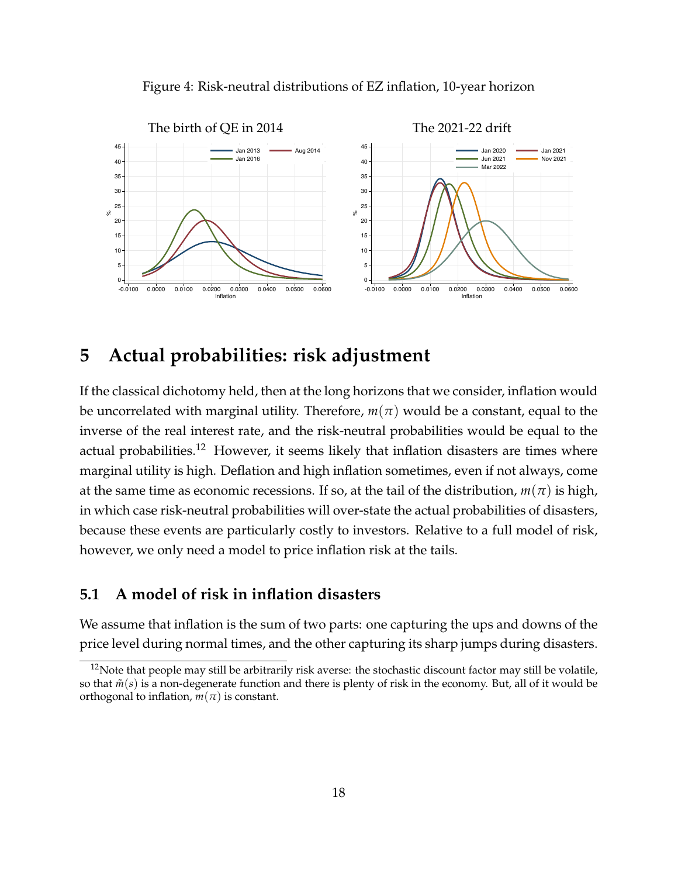Figure 4: Risk-neutral distributions of EZ inflation, 10-year horizon

## 5 Actual probabilities: risk adjustment

If the classical dichotomy held, then at the long horizons that we consider, inflation would be uncorrelated with marginal utility. Therefore, $m(\pi)$ would be a constant, equal to the inverse of the real interest rate, and the risk-neutral probabilities would be equal to the actual probabilities.[12] However, it seems likely that inflation disasters are times where marginal utility is high. Deflation and high inflation sometimes, even if not always, come at the same time as economic recessions. If so, at the tail of the distribution, $m(\pi)$ is high, in which case risk-neutral probabilities will over-state the actual probabilities of disasters, because these events are particularly costly to investors. Relative to a full model of risk, however, we only need a model to price inflation risk at the tails.

### 5.1 A model of risk in inflation disasters

We assume that inflation is the sum of two parts: one capturing the ups and downs of the price level during normal times, and the other capturing its sharp jumps during disasters.

[12] Note that people may still be arbitrarily risk averse: the stochastic discount factor may still be volatile, so that $\tilde{m}(s)$ is a non-degenerate function and there is plenty of risk in the economy. But, all of it would be orthogonal to inflation, $m(\pi)$ is constant.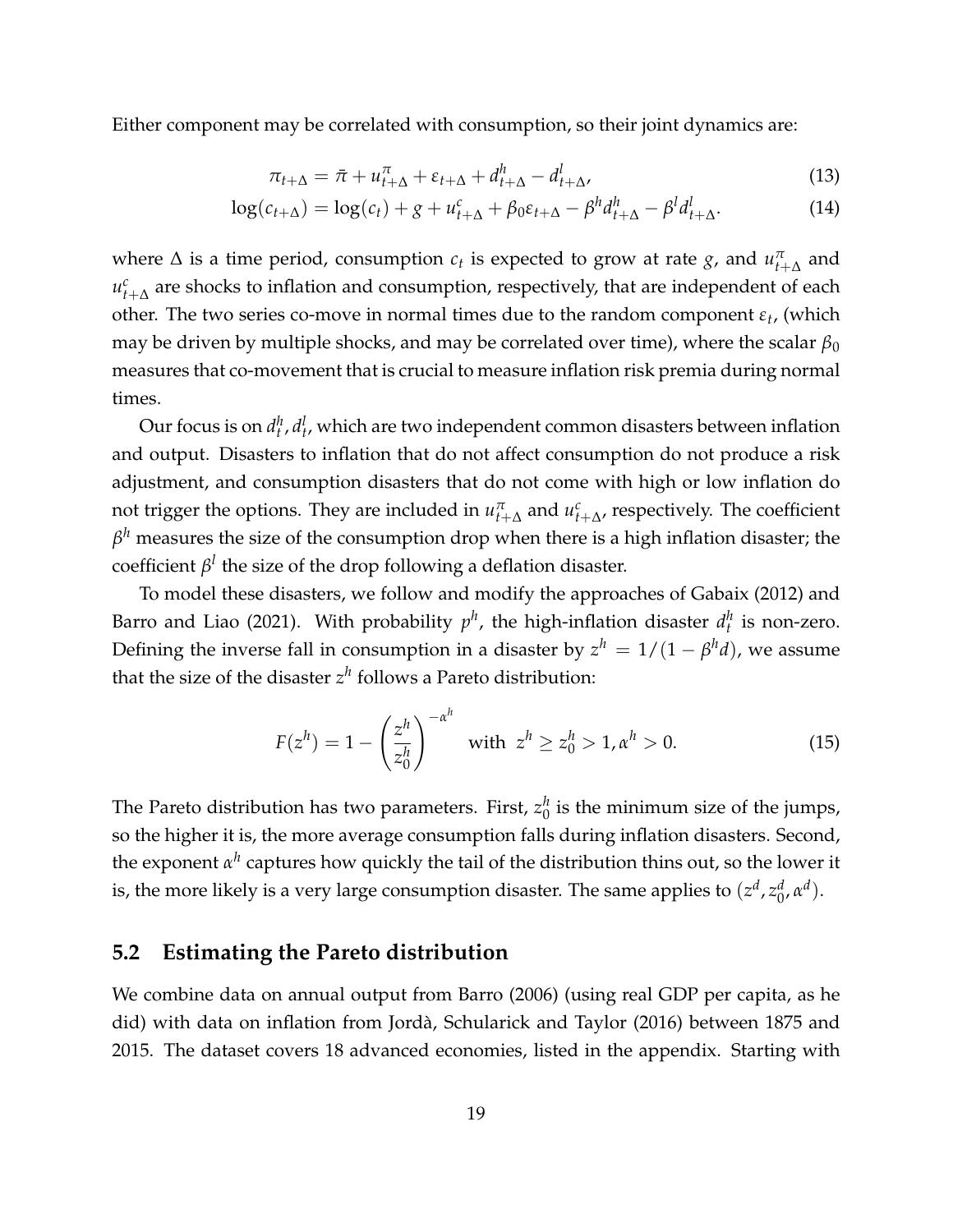Either component may be correlated with consumption, so their joint dynamics are:

$$\pi_{t+\Delta} = \bar{\pi} + u^{\pi}_{t+\Delta} + \varepsilon_{t+\Delta} + d^h_{t+\Delta} - d^l_{t+\Delta}, \tag{13}$$

$$\log(c_{t+\Delta}) = \log(c_t) + g + u^c_{t+\Delta} + \beta_0 \varepsilon_{t+\Delta} - \beta^h d^h_{t+\Delta} - \beta^l d^l_{t+\Delta}. \tag{14}$$

where $\Delta$ is a time period, consumption $c_t$ is expected to grow at rate $g$, and $u^{\pi}_{t+\Delta}$ and $u^c_{t+\Delta}$ are shocks to inflation and consumption, respectively, that are independent of each other. The two series co-move in normal times due to the random component $\varepsilon_t$, (which may be driven by multiple shocks, and may be correlated over time), where the scalar $\beta_0$ measures that co-movement that is crucial to measure inflation risk premia during normal times.

Our focus is on $d^h_t, d^l_t$, which are two independent common disasters between inflation and output. Disasters to inflation that do not affect consumption do not produce a risk adjustment, and consumption disasters that do not come with high or low inflation do not trigger the options. They are included in $u^{\pi}_{t+\Delta}$ and $u^c_{t+\Delta}$, respectively. The coefficient $\beta^h$ measures the size of the consumption drop when there is a high inflation disaster; the coefficient $\beta^l$ the size of the drop following a deflation disaster.

To model these disasters, we follow and modify the approaches of Gabaix (2012) and Barro and Liao (2021). With probability $p^h$, the high-inflation disaster $d^h_t$ is non-zero. Defining the inverse fall in consumption in a disaster by $z^h = 1/(1 - \beta^h d)$, we assume that the size of the disaster $z^h$ follows a Pareto distribution:

$$F(z^h) = 1 - \left(\frac{z^h}{z^h_0}\right)^{-\alpha^h} \quad \text{with} \;\; z^h \geq z^h_0 > 1, \alpha^h > 0. \tag{15}$$

The Pareto distribution has two parameters. First, $z^h_0$ is the minimum size of the jumps, so the higher it is, the more average consumption falls during inflation disasters. Second, the exponent $\alpha^h$ captures how quickly the tail of the distribution thins out, so the lower it is, the more likely is a very large consumption disaster. The same applies to $(z^d, z^d_0, \alpha^d)$.

## 5.2 Estimating the Pareto distribution

We combine data on annual output from Barro (2006) (using real GDP per capita, as he did) with data on inflation from Jordà, Schularick and Taylor (2016) between 1875 and 2015. The dataset covers 18 advanced economies, listed in the appendix. Starting with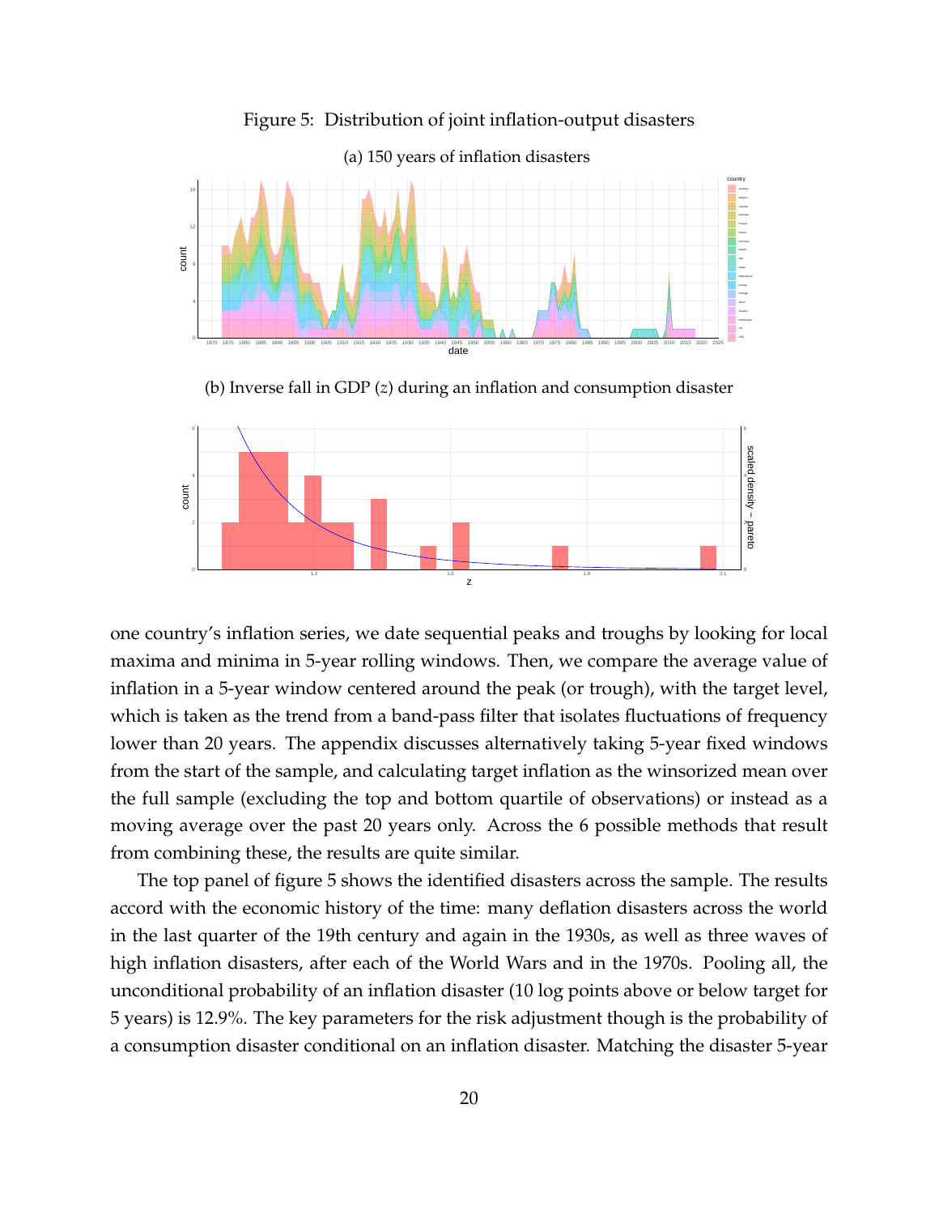Figure 5: Distribution of joint inflation-output disasters

(a) 150 years of inflation disasters

(b) Inverse fall in GDP ($z$) during an inflation and consumption disaster

one country's inflation series, we date sequential peaks and troughs by looking for local maxima and minima in 5-year rolling windows. Then, we compare the average value of inflation in a 5-year window centered around the peak (or trough), with the target level, which is taken as the trend from a band-pass filter that isolates fluctuations of frequency lower than 20 years. The appendix discusses alternatively taking 5-year fixed windows from the start of the sample, and calculating target inflation as the winsorized mean over the full sample (excluding the top and bottom quartile of observations) or instead as a moving average over the past 20 years only. Across the 6 possible methods that result from combining these, the results are quite similar.

The top panel of figure 5 shows the identified disasters across the sample. The results accord with the economic history of the time: many deflation disasters across the world in the last quarter of the 19th century and again in the 1930s, as well as three waves of high inflation disasters, after each of the World Wars and in the 1970s. Pooling all, the unconditional probability of an inflation disaster (10 log points above or below target for 5 years) is 12.9%. The key parameters for the risk adjustment though is the probability of a consumption disaster conditional on an inflation disaster. Matching the disaster 5-year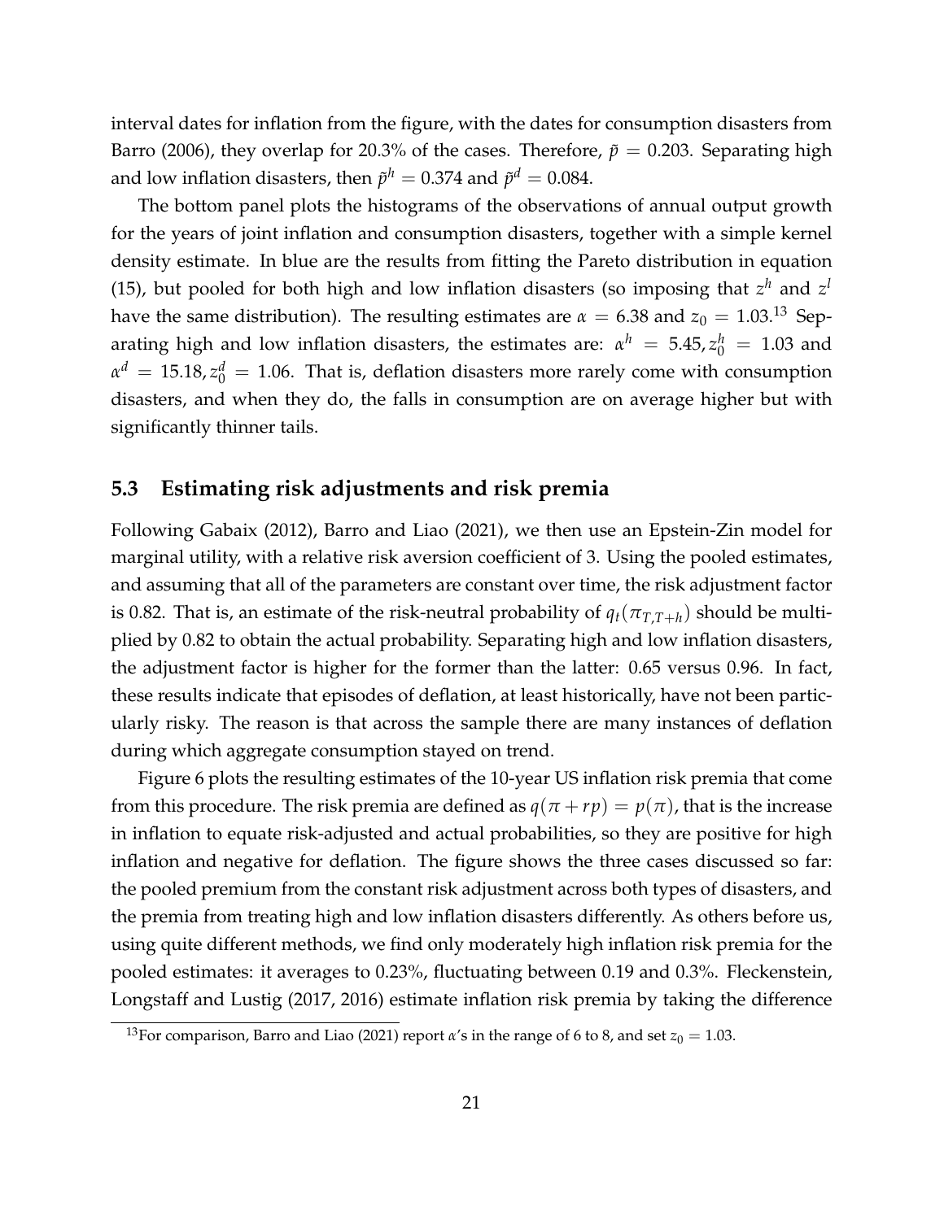interval dates for inflation from the figure, with the dates for consumption disasters from Barro (2006), they overlap for 20.3% of the cases. Therefore, $\tilde{p} = 0.203$. Separating high and low inflation disasters, then $\tilde{p}^h = 0.374$ and $\tilde{p}^d = 0.084$.

The bottom panel plots the histograms of the observations of annual output growth for the years of joint inflation and consumption disasters, together with a simple kernel density estimate. In blue are the results from fitting the Pareto distribution in equation (15), but pooled for both high and low inflation disasters (so imposing that $z^h$ and $z^l$ have the same distribution). The resulting estimates are $\alpha = 6.38$ and $z_0 = 1.03$.[13] Separating high and low inflation disasters, the estimates are: $\alpha^h = 5.45, z_0^h = 1.03$ and $\alpha^d = 15.18, z_0^d = 1.06$. That is, deflation disasters more rarely come with consumption disasters, and when they do, the falls in consumption are on average higher but with significantly thinner tails.

## 5.3 Estimating risk adjustments and risk premia

Following Gabaix (2012), Barro and Liao (2021), we then use an Epstein-Zin model for marginal utility, with a relative risk aversion coefficient of 3. Using the pooled estimates, and assuming that all of the parameters are constant over time, the risk adjustment factor is 0.82. That is, an estimate of the risk-neutral probability of $q_t(\pi_{T,T+h})$ should be multiplied by 0.82 to obtain the actual probability. Separating high and low inflation disasters, the adjustment factor is higher for the former than the latter: 0.65 versus 0.96. In fact, these results indicate that episodes of deflation, at least historically, have not been particularly risky. The reason is that across the sample there are many instances of deflation during which aggregate consumption stayed on trend.

Figure 6 plots the resulting estimates of the 10-year US inflation risk premia that come from this procedure. The risk premia are defined as $q(\pi + rp) = p(\pi)$, that is the increase in inflation to equate risk-adjusted and actual probabilities, so they are positive for high inflation and negative for deflation. The figure shows the three cases discussed so far: the pooled premium from the constant risk adjustment across both types of disasters, and the premia from treating high and low inflation disasters differently. As others before us, using quite different methods, we find only moderately high inflation risk premia for the pooled estimates: it averages to 0.23%, fluctuating between 0.19 and 0.3%. Fleckenstein, Longstaff and Lustig (2017, 2016) estimate inflation risk premia by taking the difference

[13] For comparison, Barro and Liao (2021) report $\alpha$'s in the range of 6 to 8, and set $z_0 = 1.03$.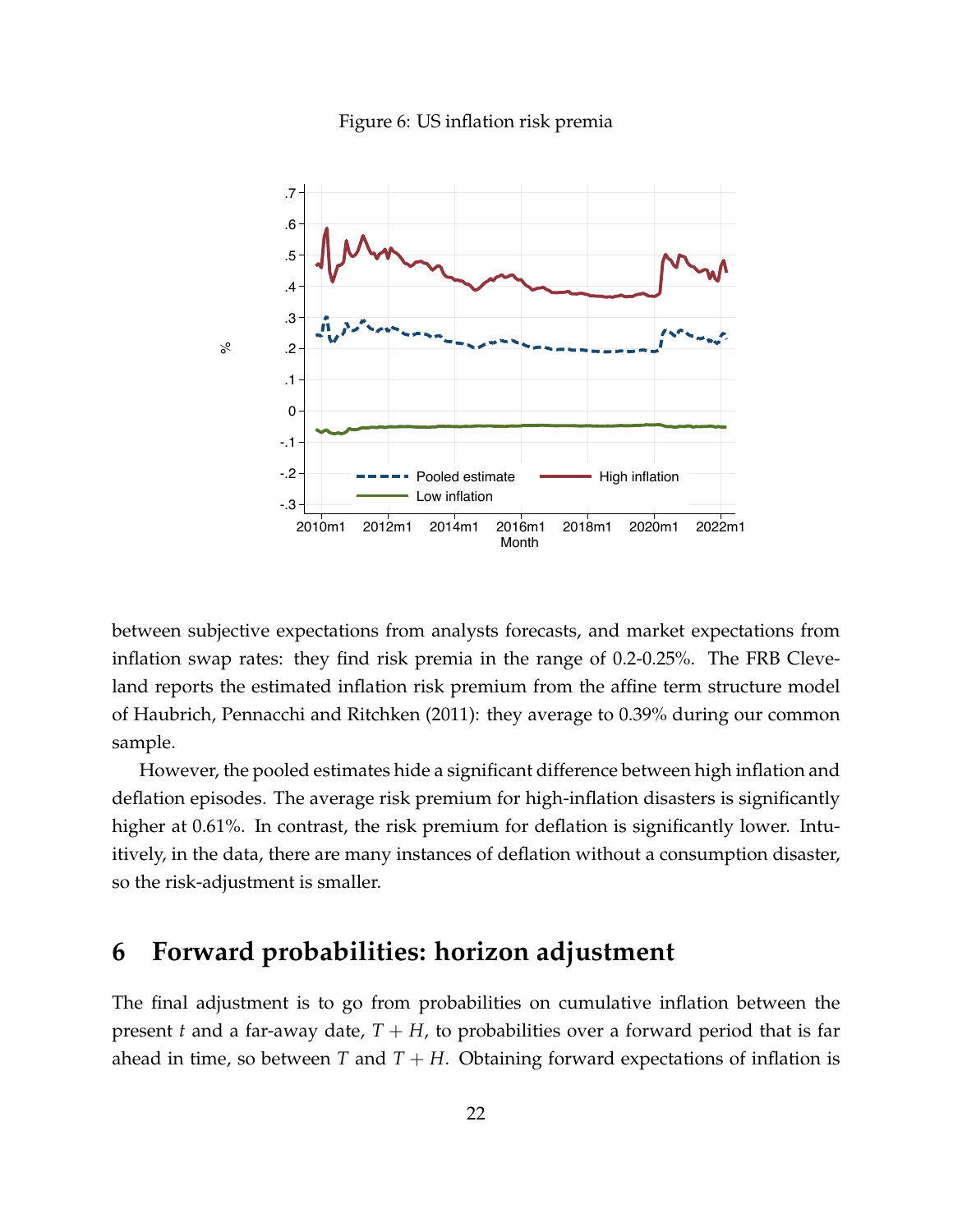Figure 6: US inflation risk premia

between subjective expectations from analysts forecasts, and market expectations from inflation swap rates: they find risk premia in the range of 0.2-0.25%. The FRB Cleveland reports the estimated inflation risk premium from the affine term structure model of Haubrich, Pennacchi and Ritchken (2011): they average to 0.39% during our common sample.

However, the pooled estimates hide a significant difference between high inflation and deflation episodes. The average risk premium for high-inflation disasters is significantly higher at 0.61%. In contrast, the risk premium for deflation is significantly lower. Intuitively, in the data, there are many instances of deflation without a consumption disaster, so the risk-adjustment is smaller.

## 6 Forward probabilities: horizon adjustment

The final adjustment is to go from probabilities on cumulative inflation between the present $t$ and a far-away date, $T + H$, to probabilities over a forward period that is far ahead in time, so between $T$ and $T + H$. Obtaining forward expectations of inflation is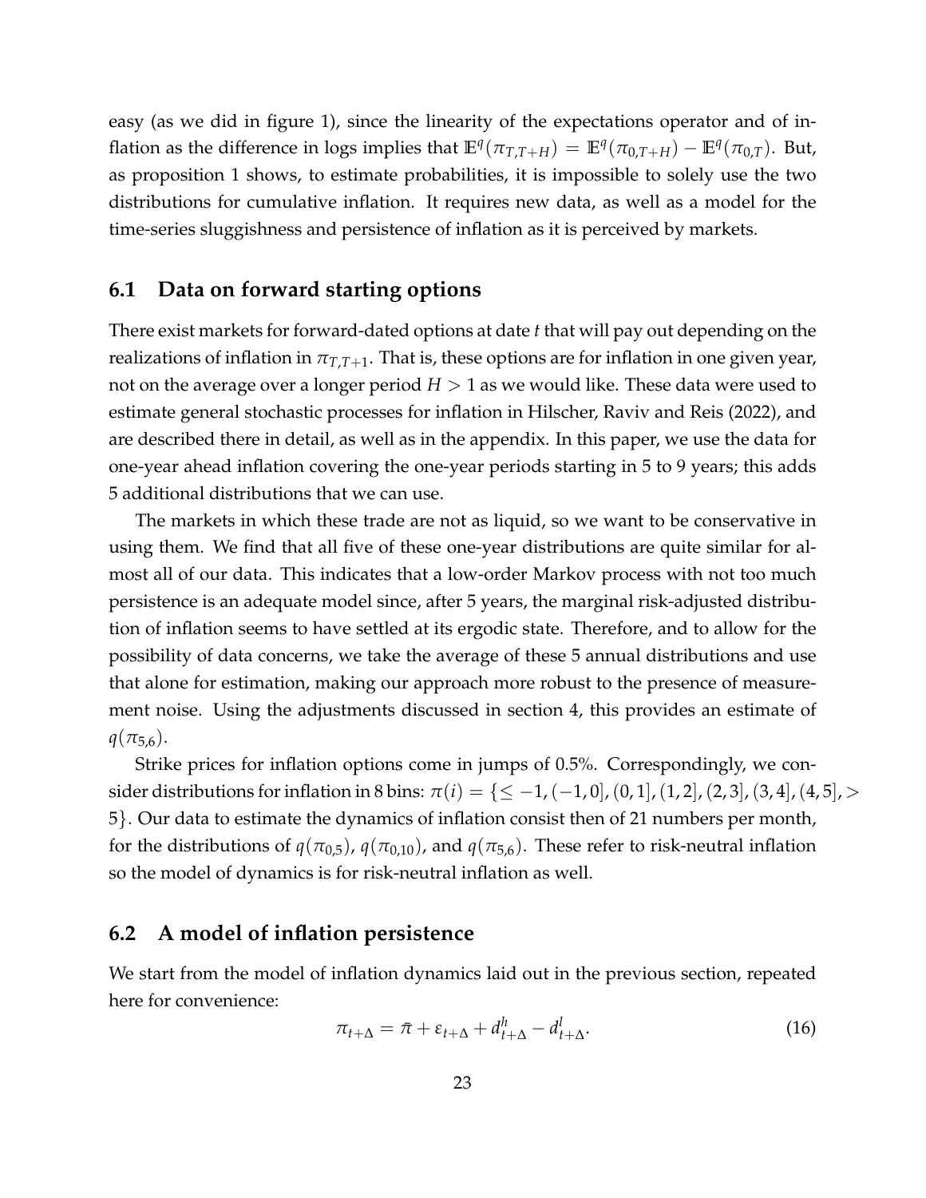easy (as we did in figure 1), since the linearity of the expectations operator and of inflation as the difference in logs implies that $\mathbb{E}^q(\pi_{T,T+H}) = \mathbb{E}^q(\pi_{0,T+H}) - \mathbb{E}^q(\pi_{0,T})$. But, as proposition 1 shows, to estimate probabilities, it is impossible to solely use the two distributions for cumulative inflation. It requires new data, as well as a model for the time-series sluggishness and persistence of inflation as it is perceived by markets.

## 6.1 Data on forward starting options

There exist markets for forward-dated options at date $t$ that will pay out depending on the realizations of inflation in $\pi_{T,T+1}$. That is, these options are for inflation in one given year, not on the average over a longer period $H > 1$ as we would like. These data were used to estimate general stochastic processes for inflation in Hilscher, Raviv and Reis (2022), and are described there in detail, as well as in the appendix. In this paper, we use the data for one-year ahead inflation covering the one-year periods starting in 5 to 9 years; this adds 5 additional distributions that we can use.

The markets in which these trade are not as liquid, so we want to be conservative in using them. We find that all five of these one-year distributions are quite similar for almost all of our data. This indicates that a low-order Markov process with not too much persistence is an adequate model since, after 5 years, the marginal risk-adjusted distribution of inflation seems to have settled at its ergodic state. Therefore, and to allow for the possibility of data concerns, we take the average of these 5 annual distributions and use that alone for estimation, making our approach more robust to the presence of measurement noise. Using the adjustments discussed in section 4, this provides an estimate of $q(\pi_{5,6})$.

Strike prices for inflation options come in jumps of 0.5%. Correspondingly, we consider distributions for inflation in 8 bins: $\pi(i) = \{\leq -1, (-1,0], (0,1], (1,2], (2,3], (3,4], (4,5], > 5\}$. Our data to estimate the dynamics of inflation consist then of 21 numbers per month, for the distributions of $q(\pi_{0,5})$, $q(\pi_{0,10})$, and $q(\pi_{5,6})$. These refer to risk-neutral inflation so the model of dynamics is for risk-neutral inflation as well.

## 6.2 A model of inflation persistence

We start from the model of inflation dynamics laid out in the previous section, repeated here for convenience:

$$\pi_{t+\Delta} = \bar{\pi} + \varepsilon_{t+\Delta} + d^h_{t+\Delta} - d^l_{t+\Delta}. \tag{16}$$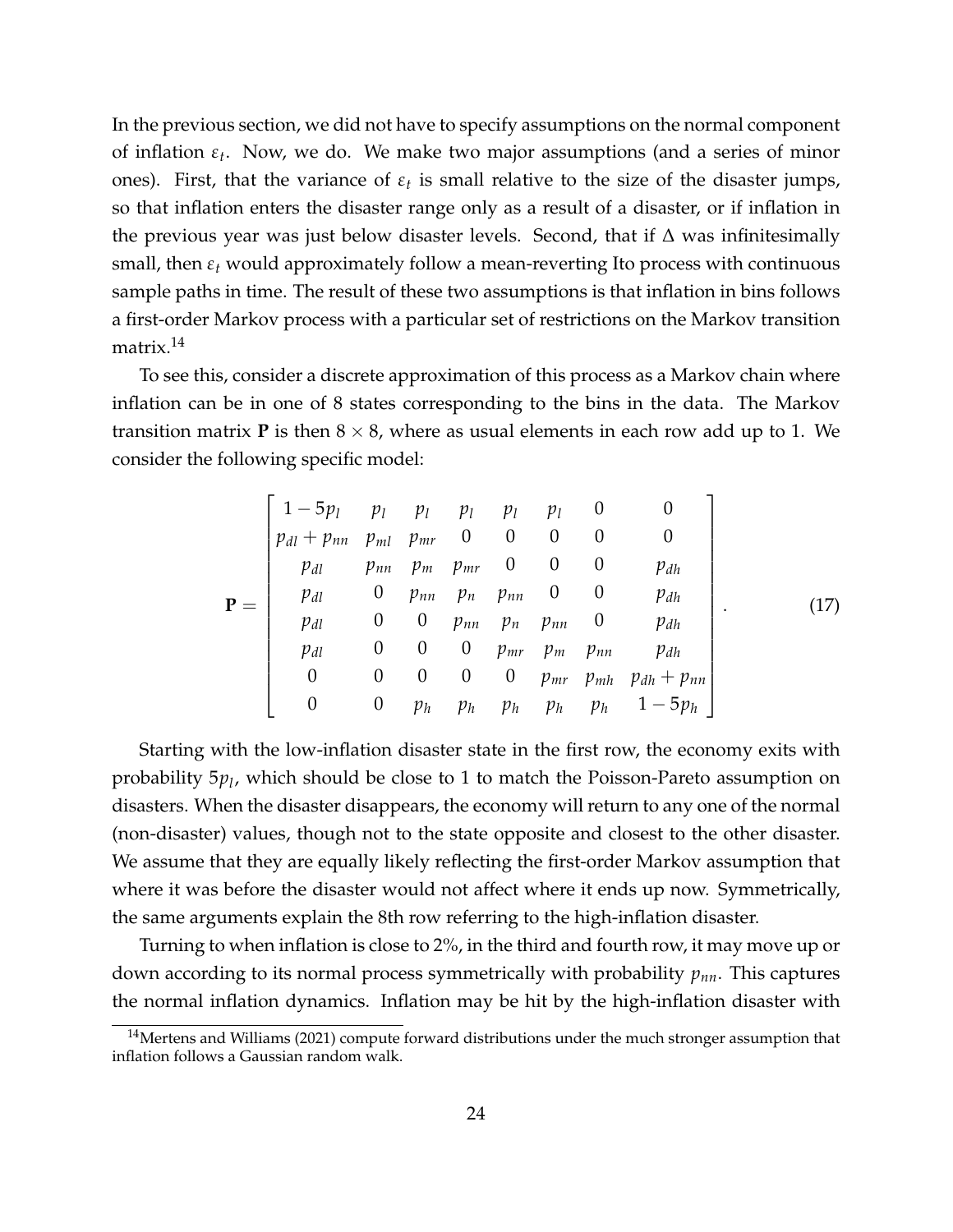In the previous section, we did not have to specify assumptions on the normal component of inflation $\varepsilon_t$. Now, we do. We make two major assumptions (and a series of minor ones). First, that the variance of $\varepsilon_t$ is small relative to the size of the disaster jumps, so that inflation enters the disaster range only as a result of a disaster, or if inflation in the previous year was just below disaster levels. Second, that if $\Delta$ was infinitesimally small, then $\varepsilon_t$ would approximately follow a mean-reverting Ito process with continuous sample paths in time. The result of these two assumptions is that inflation in bins follows a first-order Markov process with a particular set of restrictions on the Markov transition matrix.[14]

To see this, consider a discrete approximation of this process as a Markov chain where inflation can be in one of 8 states corresponding to the bins in the data. The Markov transition matrix $\mathbf{P}$ is then $8 \times 8$, where as usual elements in each row add up to 1. We consider the following specific model:

$$\mathbf{P} = \begin{bmatrix} 1-5p_l & p_l & p_l & p_l & p_l & p_l & 0 & 0 \\ p_{dl}+p_{nn} & p_{ml} & p_{mr} & 0 & 0 & 0 & 0 & 0 \\ p_{dl} & p_{nn} & p_m & p_{mr} & 0 & 0 & 0 & p_{dh} \\ p_{dl} & 0 & p_{nn} & p_n & p_{nn} & 0 & 0 & p_{dh} \\ p_{dl} & 0 & 0 & p_{nn} & p_n & p_{nn} & 0 & p_{dh} \\ p_{dl} & 0 & 0 & 0 & p_{mr} & p_m & p_{nn} & p_{dh} \\ 0 & 0 & 0 & 0 & 0 & p_{mr} & p_{mh} & p_{dh}+p_{nn} \\ 0 & 0 & p_h & p_h & p_h & p_h & p_h & 1-5p_h \end{bmatrix}. \tag{17}$$

Starting with the low-inflation disaster state in the first row, the economy exits with probability $5p_l$, which should be close to 1 to match the Poisson-Pareto assumption on disasters. When the disaster disappears, the economy will return to any one of the normal (non-disaster) values, though not to the state opposite and closest to the other disaster. We assume that they are equally likely reflecting the first-order Markov assumption that where it was before the disaster would not affect where it ends up now. Symmetrically, the same arguments explain the 8th row referring to the high-inflation disaster.

Turning to when inflation is close to 2%, in the third and fourth row, it may move up or down according to its normal process symmetrically with probability $p_{nn}$. This captures the normal inflation dynamics. Inflation may be hit by the high-inflation disaster with

[14] Mertens and Williams (2021) compute forward distributions under the much stronger assumption that inflation follows a Gaussian random walk.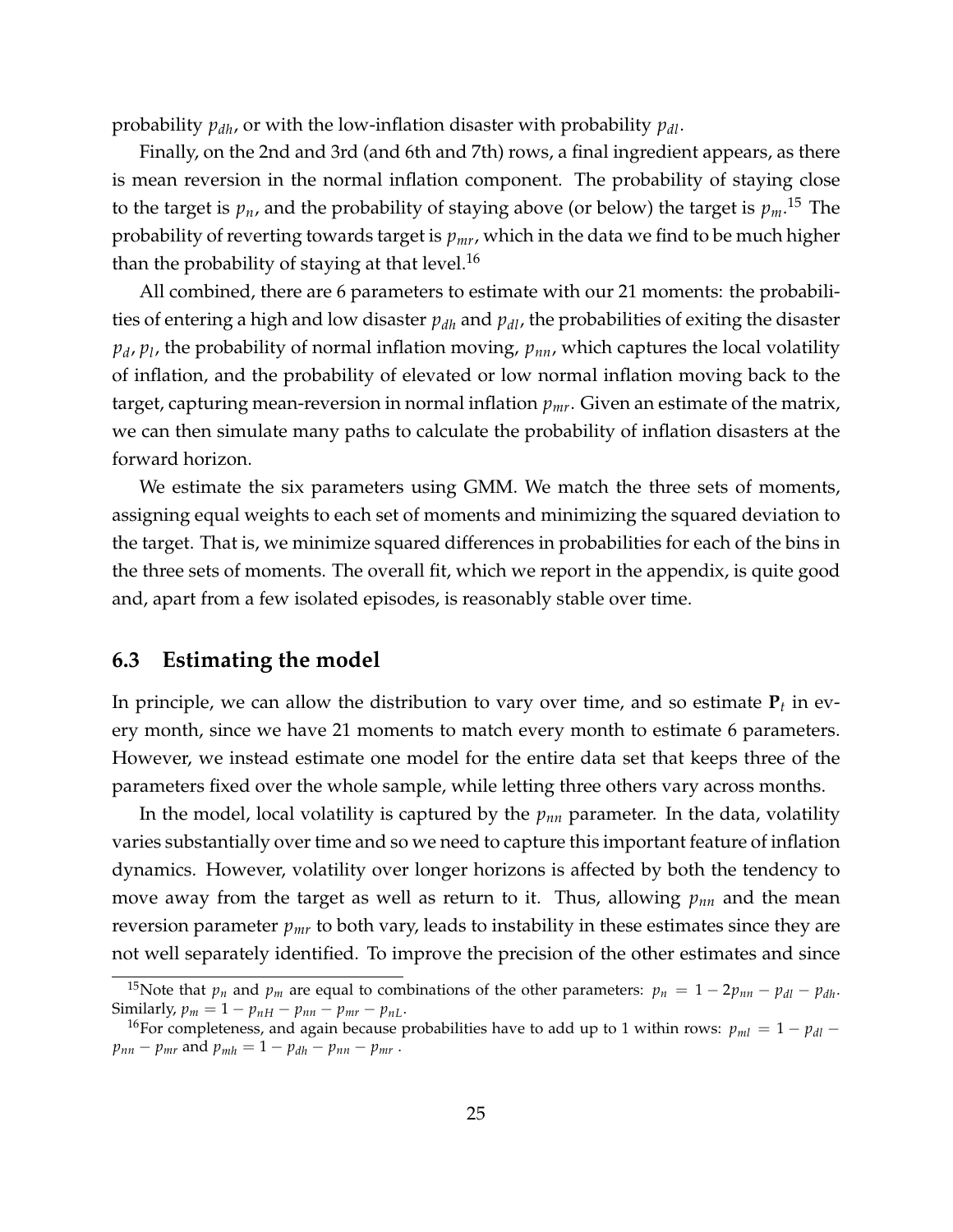probability $p_{dh}$, or with the low-inflation disaster with probability $p_{dl}$.

Finally, on the 2nd and 3rd (and 6th and 7th) rows, a final ingredient appears, as there is mean reversion in the normal inflation component. The probability of staying close to the target is $p_n$, and the probability of staying above (or below) the target is $p_m$.[15] The probability of reverting towards target is $p_{mr}$, which in the data we find to be much higher than the probability of staying at that level.[16]

All combined, there are 6 parameters to estimate with our 21 moments: the probabilities of entering a high and low disaster $p_{dh}$ and $p_{dl}$, the probabilities of exiting the disaster $p_d$, $p_l$, the probability of normal inflation moving, $p_{nn}$, which captures the local volatility of inflation, and the probability of elevated or low normal inflation moving back to the target, capturing mean-reversion in normal inflation $p_{mr}$. Given an estimate of the matrix, we can then simulate many paths to calculate the probability of inflation disasters at the forward horizon.

We estimate the six parameters using GMM. We match the three sets of moments, assigning equal weights to each set of moments and minimizing the squared deviation to the target. That is, we minimize squared differences in probabilities for each of the bins in the three sets of moments. The overall fit, which we report in the appendix, is quite good and, apart from a few isolated episodes, is reasonably stable over time.

## 6.3 Estimating the model

In principle, we can allow the distribution to vary over time, and so estimate $\mathbf{P}_t$ in every month, since we have 21 moments to match every month to estimate 6 parameters. However, we instead estimate one model for the entire data set that keeps three of the parameters fixed over the whole sample, while letting three others vary across months.

In the model, local volatility is captured by the $p_{nn}$ parameter. In the data, volatility varies substantially over time and so we need to capture this important feature of inflation dynamics. However, volatility over longer horizons is affected by both the tendency to move away from the target as well as return to it. Thus, allowing $p_{nn}$ and the mean reversion parameter $p_{mr}$ to both vary, leads to instability in these estimates since they are not well separately identified. To improve the precision of the other estimates and since

[15]Note that $p_n$ and $p_m$ are equal to combinations of the other parameters: $p_n = 1 - 2p_{nn} - p_{dl} - p_{dh}$. Similarly, $p_m = 1 - p_{nH} - p_{nn} - p_{mr} - p_{nL}$.

[16]For completeness, and again because probabilities have to add up to 1 within rows: $p_{ml} = 1 - p_{dl} - p_{nn} - p_{mr}$ and $p_{mh} = 1 - p_{dh} - p_{nn} - p_{mr}$ .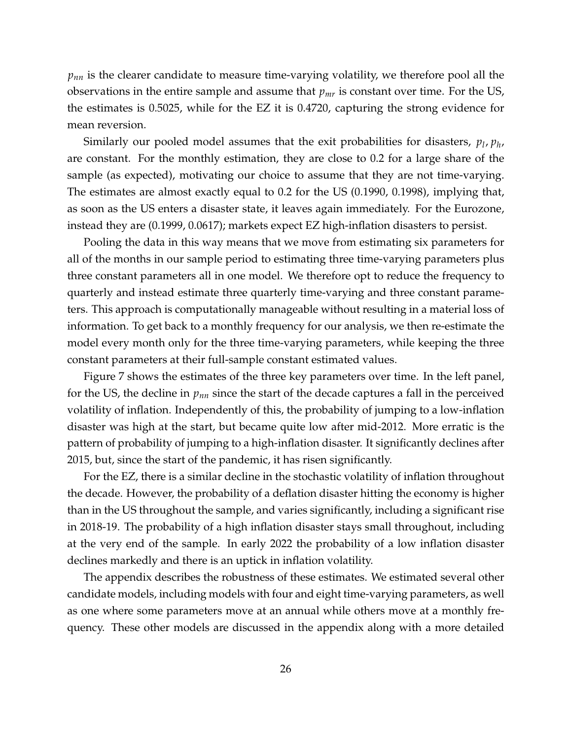$p_{nn}$ is the clearer candidate to measure time-varying volatility, we therefore pool all the observations in the entire sample and assume that $p_{mr}$ is constant over time. For the US, the estimates is 0.5025, while for the EZ it is 0.4720, capturing the strong evidence for mean reversion.

Similarly our pooled model assumes that the exit probabilities for disasters, $p_l, p_h$, are constant. For the monthly estimation, they are close to 0.2 for a large share of the sample (as expected), motivating our choice to assume that they are not time-varying. The estimates are almost exactly equal to 0.2 for the US (0.1990, 0.1998), implying that, as soon as the US enters a disaster state, it leaves again immediately. For the Eurozone, instead they are (0.1999, 0.0617); markets expect EZ high-inflation disasters to persist.

Pooling the data in this way means that we move from estimating six parameters for all of the months in our sample period to estimating three time-varying parameters plus three constant parameters all in one model. We therefore opt to reduce the frequency to quarterly and instead estimate three quarterly time-varying and three constant parameters. This approach is computationally manageable without resulting in a material loss of information. To get back to a monthly frequency for our analysis, we then re-estimate the model every month only for the three time-varying parameters, while keeping the three constant parameters at their full-sample constant estimated values.

Figure 7 shows the estimates of the three key parameters over time. In the left panel, for the US, the decline in $p_{nn}$ since the start of the decade captures a fall in the perceived volatility of inflation. Independently of this, the probability of jumping to a low-inflation disaster was high at the start, but became quite low after mid-2012. More erratic is the pattern of probability of jumping to a high-inflation disaster. It significantly declines after 2015, but, since the start of the pandemic, it has risen significantly.

For the EZ, there is a similar decline in the stochastic volatility of inflation throughout the decade. However, the probability of a deflation disaster hitting the economy is higher than in the US throughout the sample, and varies significantly, including a significant rise in 2018-19. The probability of a high inflation disaster stays small throughout, including at the very end of the sample. In early 2022 the probability of a low inflation disaster declines markedly and there is an uptick in inflation volatility.

The appendix describes the robustness of these estimates. We estimated several other candidate models, including models with four and eight time-varying parameters, as well as one where some parameters move at an annual while others move at a monthly frequency. These other models are discussed in the appendix along with a more detailed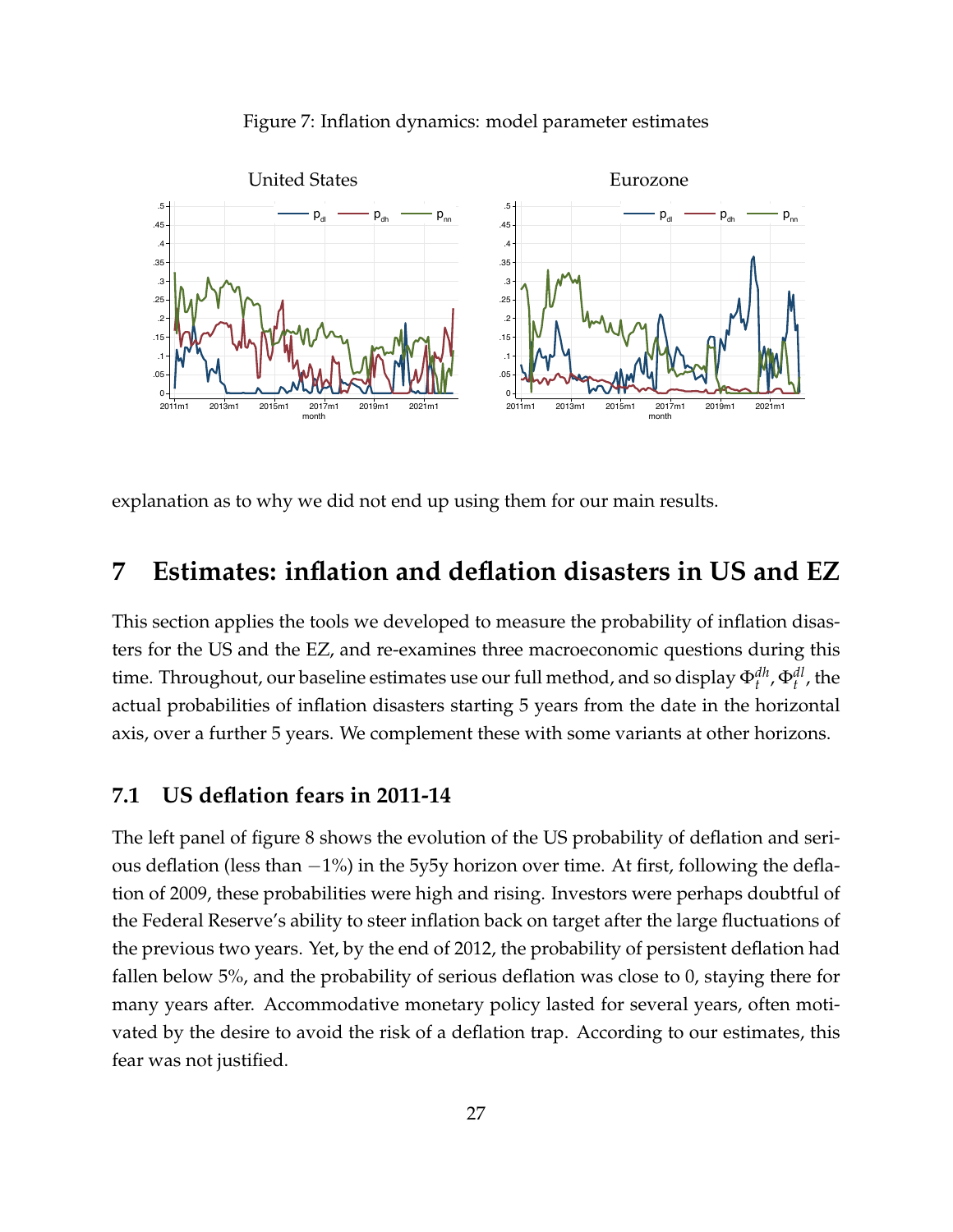Figure 7: Inflation dynamics: model parameter estimates

explanation as to why we did not end up using them for our main results.

# 7 Estimates: inflation and deflation disasters in US and EZ

This section applies the tools we developed to measure the probability of inflation disasters for the US and the EZ, and re-examines three macroeconomic questions during this time. Throughout, our baseline estimates use our full method, and so display $\Phi_t^{dh}$, $\Phi_t^{dl}$, the actual probabilities of inflation disasters starting 5 years from the date in the horizontal axis, over a further 5 years. We complement these with some variants at other horizons.

## 7.1 US deflation fears in 2011-14

The left panel of figure 8 shows the evolution of the US probability of deflation and serious deflation (less than $-1\%$) in the 5y5y horizon over time. At first, following the deflation of 2009, these probabilities were high and rising. Investors were perhaps doubtful of the Federal Reserve's ability to steer inflation back on target after the large fluctuations of the previous two years. Yet, by the end of 2012, the probability of persistent deflation had fallen below 5%, and the probability of serious deflation was close to 0, staying there for many years after. Accommodative monetary policy lasted for several years, often motivated by the desire to avoid the risk of a deflation trap. According to our estimates, this fear was not justified.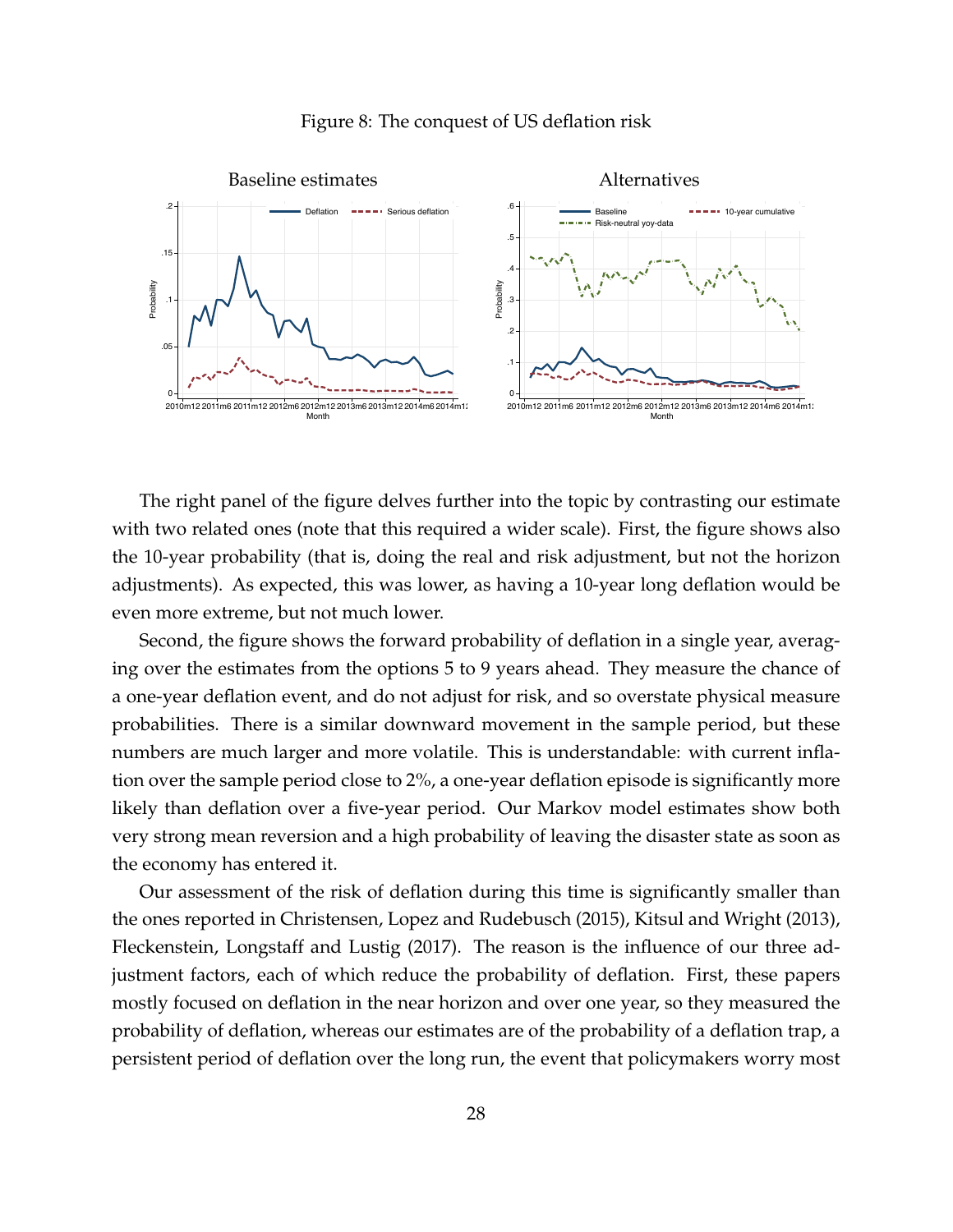Figure 8: The conquest of US deflation risk

The right panel of the figure delves further into the topic by contrasting our estimate with two related ones (note that this required a wider scale). First, the figure shows also the 10-year probability (that is, doing the real and risk adjustment, but not the horizon adjustments). As expected, this was lower, as having a 10-year long deflation would be even more extreme, but not much lower.

Second, the figure shows the forward probability of deflation in a single year, averaging over the estimates from the options 5 to 9 years ahead. They measure the chance of a one-year deflation event, and do not adjust for risk, and so overstate physical measure probabilities. There is a similar downward movement in the sample period, but these numbers are much larger and more volatile. This is understandable: with current inflation over the sample period close to 2%, a one-year deflation episode is significantly more likely than deflation over a five-year period. Our Markov model estimates show both very strong mean reversion and a high probability of leaving the disaster state as soon as the economy has entered it.

Our assessment of the risk of deflation during this time is significantly smaller than the ones reported in Christensen, Lopez and Rudebusch (2015), Kitsul and Wright (2013), Fleckenstein, Longstaff and Lustig (2017). The reason is the influence of our three adjustment factors, each of which reduce the probability of deflation. First, these papers mostly focused on deflation in the near horizon and over one year, so they measured the probability of deflation, whereas our estimates are of the probability of a deflation trap, a persistent period of deflation over the long run, the event that policymakers worry most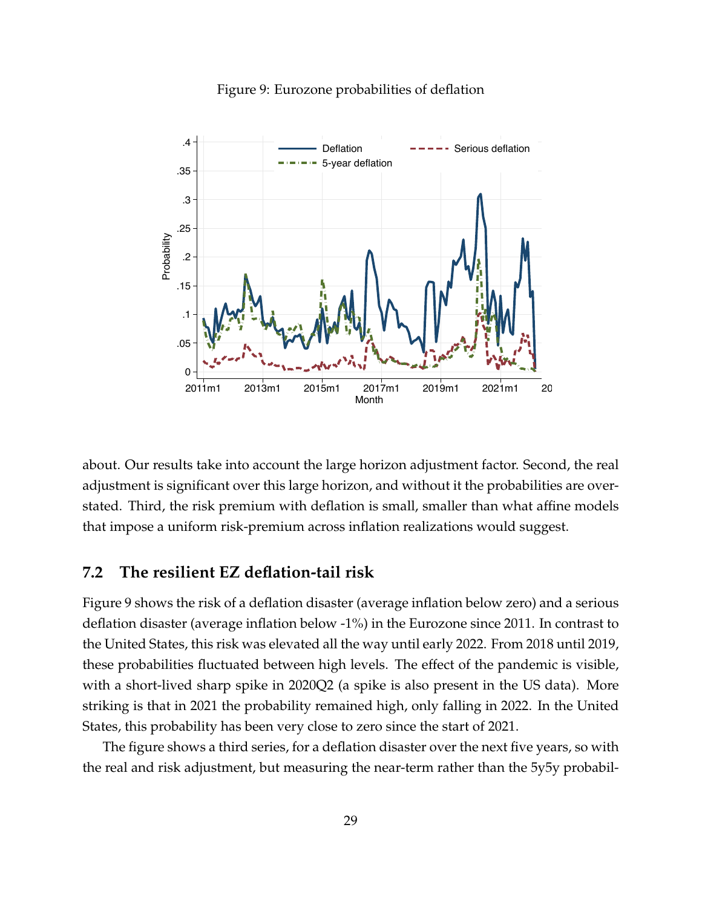Figure 9: Eurozone probabilities of deflation

about. Our results take into account the large horizon adjustment factor. Second, the real adjustment is significant over this large horizon, and without it the probabilities are overstated. Third, the risk premium with deflation is small, smaller than what affine models that impose a uniform risk-premium across inflation realizations would suggest.

## 7.2 The resilient EZ deflation-tail risk

Figure 9 shows the risk of a deflation disaster (average inflation below zero) and a serious deflation disaster (average inflation below -1%) in the Eurozone since 2011. In contrast to the United States, this risk was elevated all the way until early 2022. From 2018 until 2019, these probabilities fluctuated between high levels. The effect of the pandemic is visible, with a short-lived sharp spike in 2020Q2 (a spike is also present in the US data). More striking is that in 2021 the probability remained high, only falling in 2022. In the United States, this probability has been very close to zero since the start of 2021.

The figure shows a third series, for a deflation disaster over the next five years, so with the real and risk adjustment, but measuring the near-term rather than the 5y5y probabil-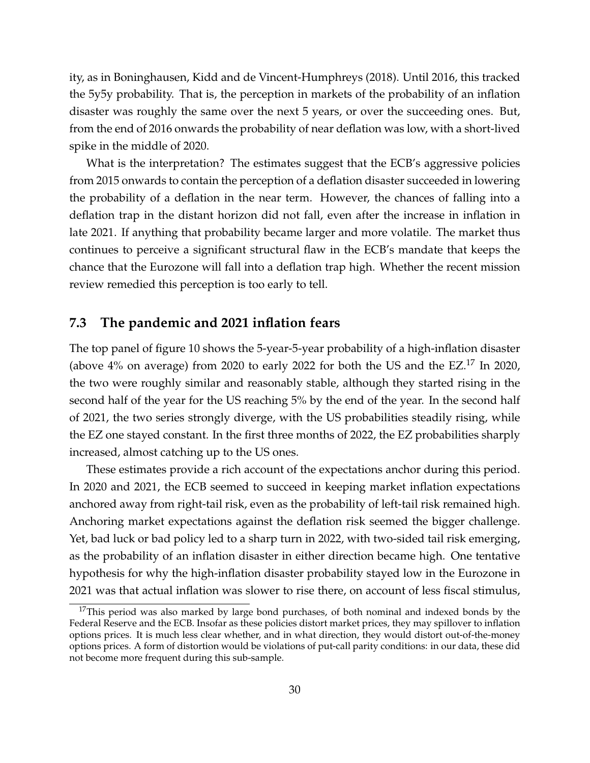ity, as in Boninghausen, Kidd and de Vincent-Humphreys (2018). Until 2016, this tracked the 5y5y probability. That is, the perception in markets of the probability of an inflation disaster was roughly the same over the next 5 years, or over the succeeding ones. But, from the end of 2016 onwards the probability of near deflation was low, with a short-lived spike in the middle of 2020.

What is the interpretation? The estimates suggest that the ECB's aggressive policies from 2015 onwards to contain the perception of a deflation disaster succeeded in lowering the probability of a deflation in the near term. However, the chances of falling into a deflation trap in the distant horizon did not fall, even after the increase in inflation in late 2021. If anything that probability became larger and more volatile. The market thus continues to perceive a significant structural flaw in the ECB's mandate that keeps the chance that the Eurozone will fall into a deflation trap high. Whether the recent mission review remedied this perception is too early to tell.

### 7.3 The pandemic and 2021 inflation fears

The top panel of figure 10 shows the 5-year-5-year probability of a high-inflation disaster (above 4% on average) from 2020 to early 2022 for both the US and the EZ.[17] In 2020, the two were roughly similar and reasonably stable, although they started rising in the second half of the year for the US reaching 5% by the end of the year. In the second half of 2021, the two series strongly diverge, with the US probabilities steadily rising, while the EZ one stayed constant. In the first three months of 2022, the EZ probabilities sharply increased, almost catching up to the US ones.

These estimates provide a rich account of the expectations anchor during this period. In 2020 and 2021, the ECB seemed to succeed in keeping market inflation expectations anchored away from right-tail risk, even as the probability of left-tail risk remained high. Anchoring market expectations against the deflation risk seemed the bigger challenge. Yet, bad luck or bad policy led to a sharp turn in 2022, with two-sided tail risk emerging, as the probability of an inflation disaster in either direction became high. One tentative hypothesis for why the high-inflation disaster probability stayed low in the Eurozone in 2021 was that actual inflation was slower to rise there, on account of less fiscal stimulus,

[17] This period was also marked by large bond purchases, of both nominal and indexed bonds by the Federal Reserve and the ECB. Insofar as these policies distort market prices, they may spillover to inflation options prices. It is much less clear whether, and in what direction, they would distort out-of-the-money options prices. A form of distortion would be violations of put-call parity conditions: in our data, these did not become more frequent during this sub-sample.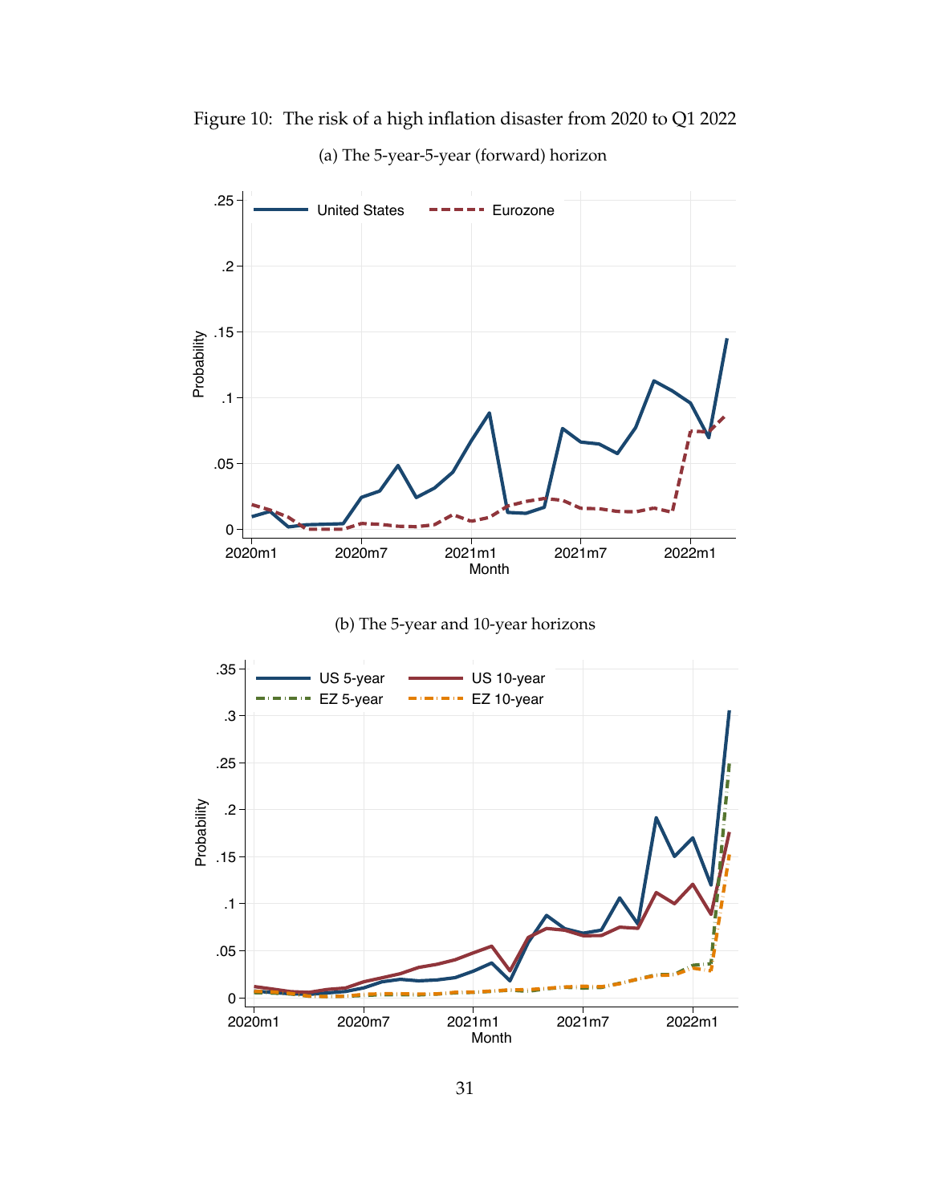Figure 10: The risk of a high inflation disaster from 2020 to Q1 2022

(a) The 5-year-5-year (forward) horizon

(b) The 5-year and 10-year horizons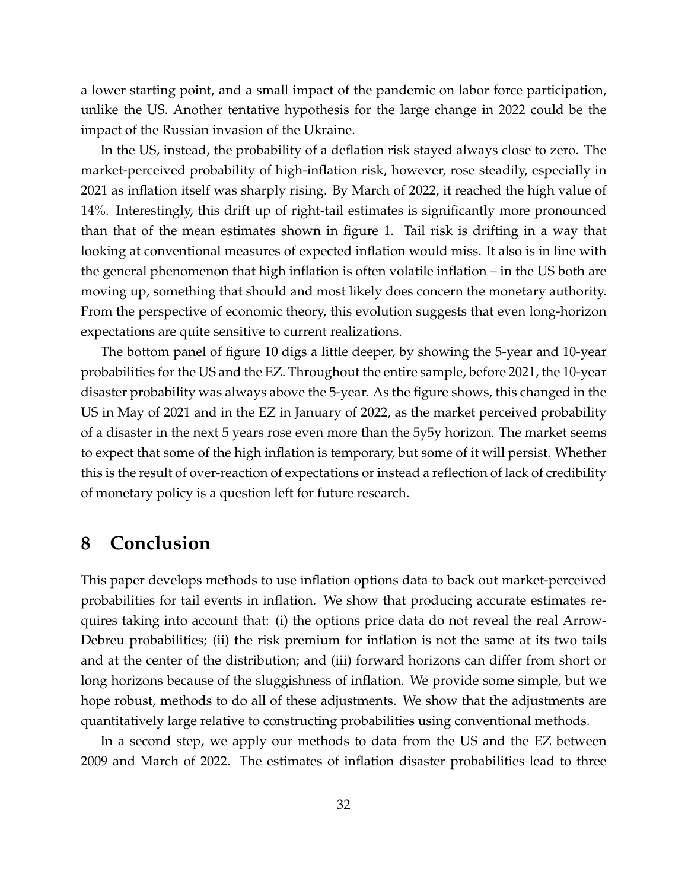a lower starting point, and a small impact of the pandemic on labor force participation, unlike the US. Another tentative hypothesis for the large change in 2022 could be the impact of the Russian invasion of the Ukraine.

In the US, instead, the probability of a deflation risk stayed always close to zero. The market-perceived probability of high-inflation risk, however, rose steadily, especially in 2021 as inflation itself was sharply rising. By March of 2022, it reached the high value of 14%. Interestingly, this drift up of right-tail estimates is significantly more pronounced than that of the mean estimates shown in figure 1. Tail risk is drifting in a way that looking at conventional measures of expected inflation would miss. It also is in line with the general phenomenon that high inflation is often volatile inflation – in the US both are moving up, something that should and most likely does concern the monetary authority. From the perspective of economic theory, this evolution suggests that even long-horizon expectations are quite sensitive to current realizations.

The bottom panel of figure 10 digs a little deeper, by showing the 5-year and 10-year probabilities for the US and the EZ. Throughout the entire sample, before 2021, the 10-year disaster probability was always above the 5-year. As the figure shows, this changed in the US in May of 2021 and in the EZ in January of 2022, as the market perceived probability of a disaster in the next 5 years rose even more than the 5y5y horizon. The market seems to expect that some of the high inflation is temporary, but some of it will persist. Whether this is the result of over-reaction of expectations or instead a reflection of lack of credibility of monetary policy is a question left for future research.

# 8 Conclusion

This paper develops methods to use inflation options data to back out market-perceived probabilities for tail events in inflation. We show that producing accurate estimates requires taking into account that: (i) the options price data do not reveal the real Arrow-Debreu probabilities; (ii) the risk premium for inflation is not the same at its two tails and at the center of the distribution; and (iii) forward horizons can differ from short or long horizons because of the sluggishness of inflation. We provide some simple, but we hope robust, methods to do all of these adjustments. We show that the adjustments are quantitatively large relative to constructing probabilities using conventional methods.

In a second step, we apply our methods to data from the US and the EZ between 2009 and March of 2022. The estimates of inflation disaster probabilities lead to three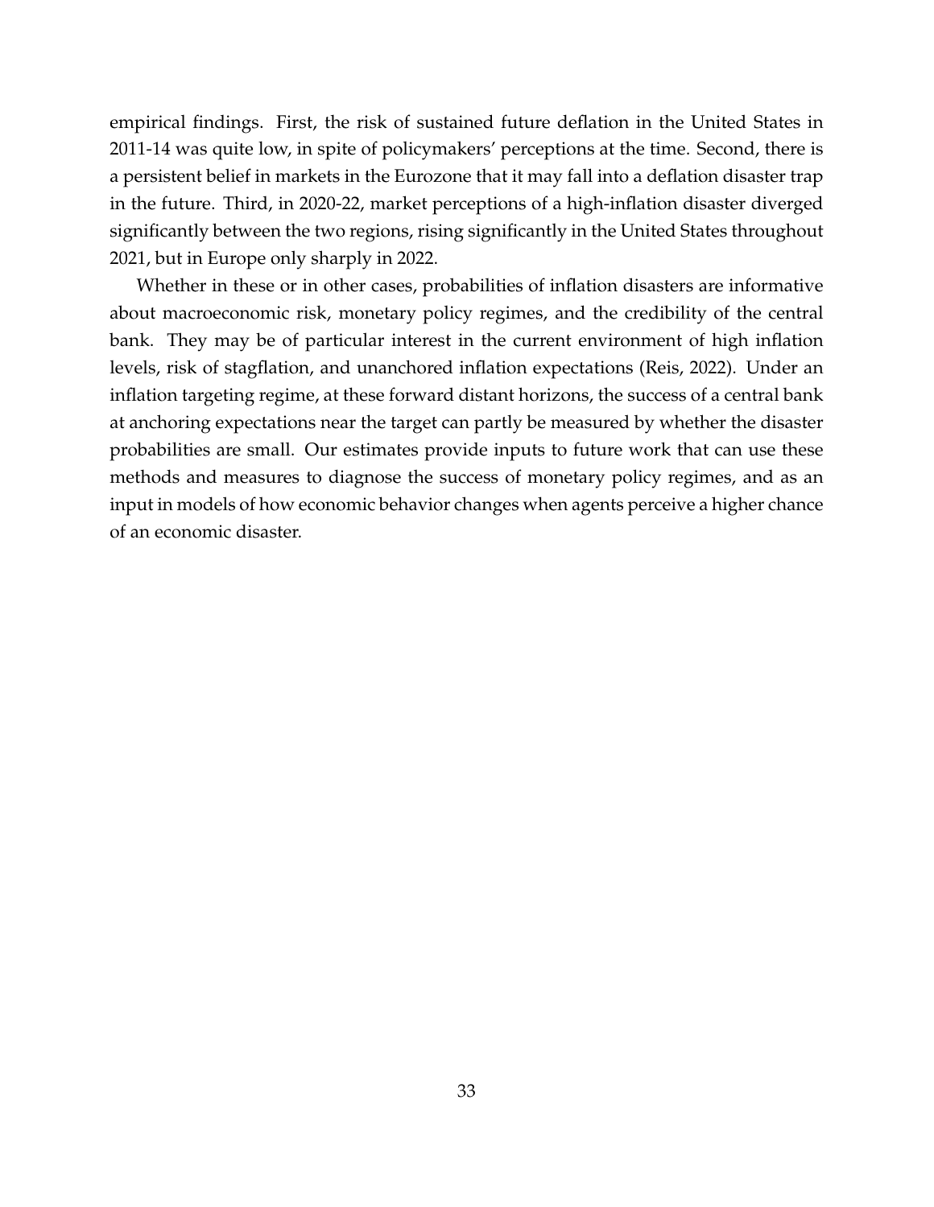empirical findings. First, the risk of sustained future deflation in the United States in 2011-14 was quite low, in spite of policymakers' perceptions at the time. Second, there is a persistent belief in markets in the Eurozone that it may fall into a deflation disaster trap in the future. Third, in 2020-22, market perceptions of a high-inflation disaster diverged significantly between the two regions, rising significantly in the United States throughout 2021, but in Europe only sharply in 2022.

Whether in these or in other cases, probabilities of inflation disasters are informative about macroeconomic risk, monetary policy regimes, and the credibility of the central bank. They may be of particular interest in the current environment of high inflation levels, risk of stagflation, and unanchored inflation expectations (Reis, 2022). Under an inflation targeting regime, at these forward distant horizons, the success of a central bank at anchoring expectations near the target can partly be measured by whether the disaster probabilities are small. Our estimates provide inputs to future work that can use these methods and measures to diagnose the success of monetary policy regimes, and as an input in models of how economic behavior changes when agents perceive a higher chance of an economic disaster.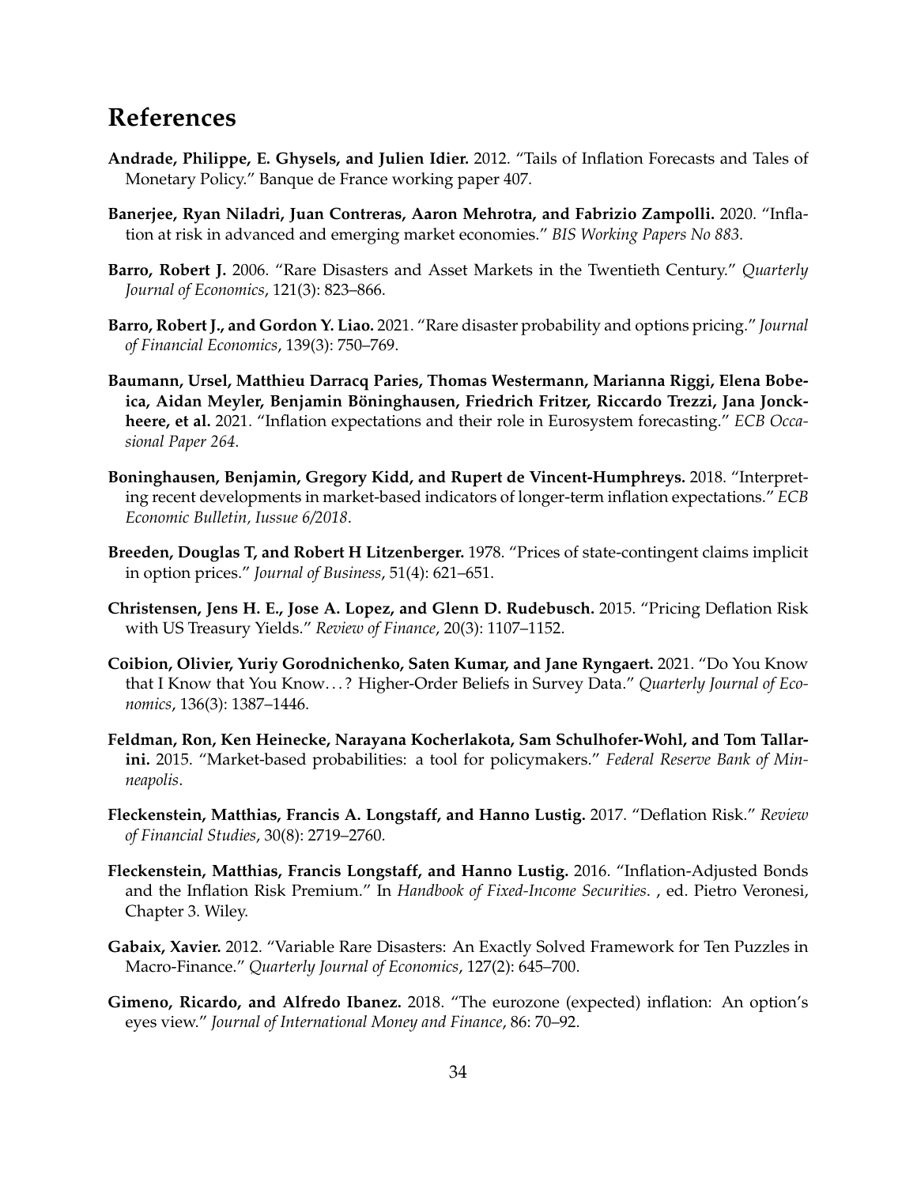# References

**Andrade, Philippe, E. Ghysels, and Julien Idier.** 2012. "Tails of Inflation Forecasts and Tales of Monetary Policy." Banque de France working paper 407.

**Banerjee, Ryan Niladri, Juan Contreras, Aaron Mehrotra, and Fabrizio Zampolli.** 2020. "Inflation at risk in advanced and emerging market economies." *BIS Working Papers No 883*.

**Barro, Robert J.** 2006. "Rare Disasters and Asset Markets in the Twentieth Century." *Quarterly Journal of Economics*, 121(3): 823–866.

**Barro, Robert J., and Gordon Y. Liao.** 2021. "Rare disaster probability and options pricing." *Journal of Financial Economics*, 139(3): 750–769.

**Baumann, Ursel, Matthieu Darracq Paries, Thomas Westermann, Marianna Riggi, Elena Bobeica, Aidan Meyler, Benjamin Böninghausen, Friedrich Fritzer, Riccardo Trezzi, Jana Jonckheere, et al.** 2021. "Inflation expectations and their role in Eurosystem forecasting." *ECB Occasional Paper 264*.

**Boninghausen, Benjamin, Gregory Kidd, and Rupert de Vincent-Humphreys.** 2018. "Interpreting recent developments in market-based indicators of longer-term inflation expectations." *ECB Economic Bulletin, Iussue 6/2018*.

**Breeden, Douglas T, and Robert H Litzenberger.** 1978. "Prices of state-contingent claims implicit in option prices." *Journal of Business*, 51(4): 621–651.

**Christensen, Jens H. E., Jose A. Lopez, and Glenn D. Rudebusch.** 2015. "Pricing Deflation Risk with US Treasury Yields." *Review of Finance*, 20(3): 1107–1152.

**Coibion, Olivier, Yuriy Gorodnichenko, Saten Kumar, and Jane Ryngaert.** 2021. "Do You Know that I Know that You Know…? Higher-Order Beliefs in Survey Data." *Quarterly Journal of Economics*, 136(3): 1387–1446.

**Feldman, Ron, Ken Heinecke, Narayana Kocherlakota, Sam Schulhofer-Wohl, and Tom Tallarini.** 2015. "Market-based probabilities: a tool for policymakers." *Federal Reserve Bank of Minneapolis*.

**Fleckenstein, Matthias, Francis A. Longstaff, and Hanno Lustig.** 2017. "Deflation Risk." *Review of Financial Studies*, 30(8): 2719–2760.

**Fleckenstein, Matthias, Francis Longstaff, and Hanno Lustig.** 2016. "Inflation-Adjusted Bonds and the Inflation Risk Premium." In *Handbook of Fixed-Income Securities.* , ed. Pietro Veronesi, Chapter 3. Wiley.

**Gabaix, Xavier.** 2012. "Variable Rare Disasters: An Exactly Solved Framework for Ten Puzzles in Macro-Finance." *Quarterly Journal of Economics*, 127(2): 645–700.

**Gimeno, Ricardo, and Alfredo Ibanez.** 2018. "The eurozone (expected) inflation: An option's eyes view." *Journal of International Money and Finance*, 86: 70–92.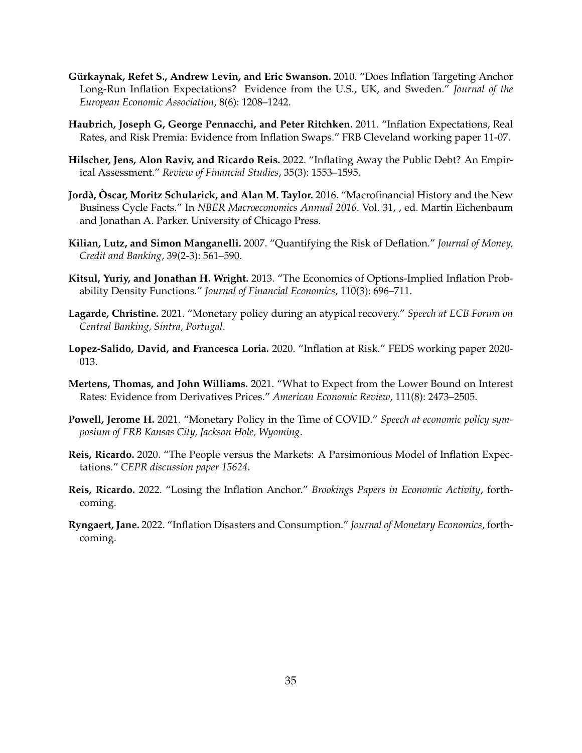**Gürkaynak, Refet S., Andrew Levin, and Eric Swanson.** 2010. "Does Inflation Targeting Anchor Long-Run Inflation Expectations? Evidence from the U.S., UK, and Sweden." *Journal of the European Economic Association*, 8(6): 1208–1242.

**Haubrich, Joseph G, George Pennacchi, and Peter Ritchken.** 2011. "Inflation Expectations, Real Rates, and Risk Premia: Evidence from Inflation Swaps." FRB Cleveland working paper 11-07.

**Hilscher, Jens, Alon Raviv, and Ricardo Reis.** 2022. "Inflating Away the Public Debt? An Empirical Assessment." *Review of Financial Studies*, 35(3): 1553–1595.

**Jordà, Òscar, Moritz Schularick, and Alan M. Taylor.** 2016. "Macrofinancial History and the New Business Cycle Facts." In *NBER Macroeconomics Annual 2016*. Vol. 31, , ed. Martin Eichenbaum and Jonathan A. Parker. University of Chicago Press.

**Kilian, Lutz, and Simon Manganelli.** 2007. "Quantifying the Risk of Deflation." *Journal of Money, Credit and Banking*, 39(2-3): 561–590.

**Kitsul, Yuriy, and Jonathan H. Wright.** 2013. "The Economics of Options-Implied Inflation Probability Density Functions." *Journal of Financial Economics*, 110(3): 696–711.

**Lagarde, Christine.** 2021. "Monetary policy during an atypical recovery." *Speech at ECB Forum on Central Banking, Sintra, Portugal*.

**Lopez-Salido, David, and Francesca Loria.** 2020. "Inflation at Risk." FEDS working paper 2020-013.

**Mertens, Thomas, and John Williams.** 2021. "What to Expect from the Lower Bound on Interest Rates: Evidence from Derivatives Prices." *American Economic Review*, 111(8): 2473–2505.

**Powell, Jerome H.** 2021. "Monetary Policy in the Time of COVID." *Speech at economic policy symposium of FRB Kansas City, Jackson Hole, Wyoming*.

**Reis, Ricardo.** 2020. "The People versus the Markets: A Parsimonious Model of Inflation Expectations." *CEPR discussion paper 15624*.

**Reis, Ricardo.** 2022. "Losing the Inflation Anchor." *Brookings Papers in Economic Activity*, forthcoming.

**Ryngaert, Jane.** 2022. "Inflation Disasters and Consumption." *Journal of Monetary Economics*, forthcoming.